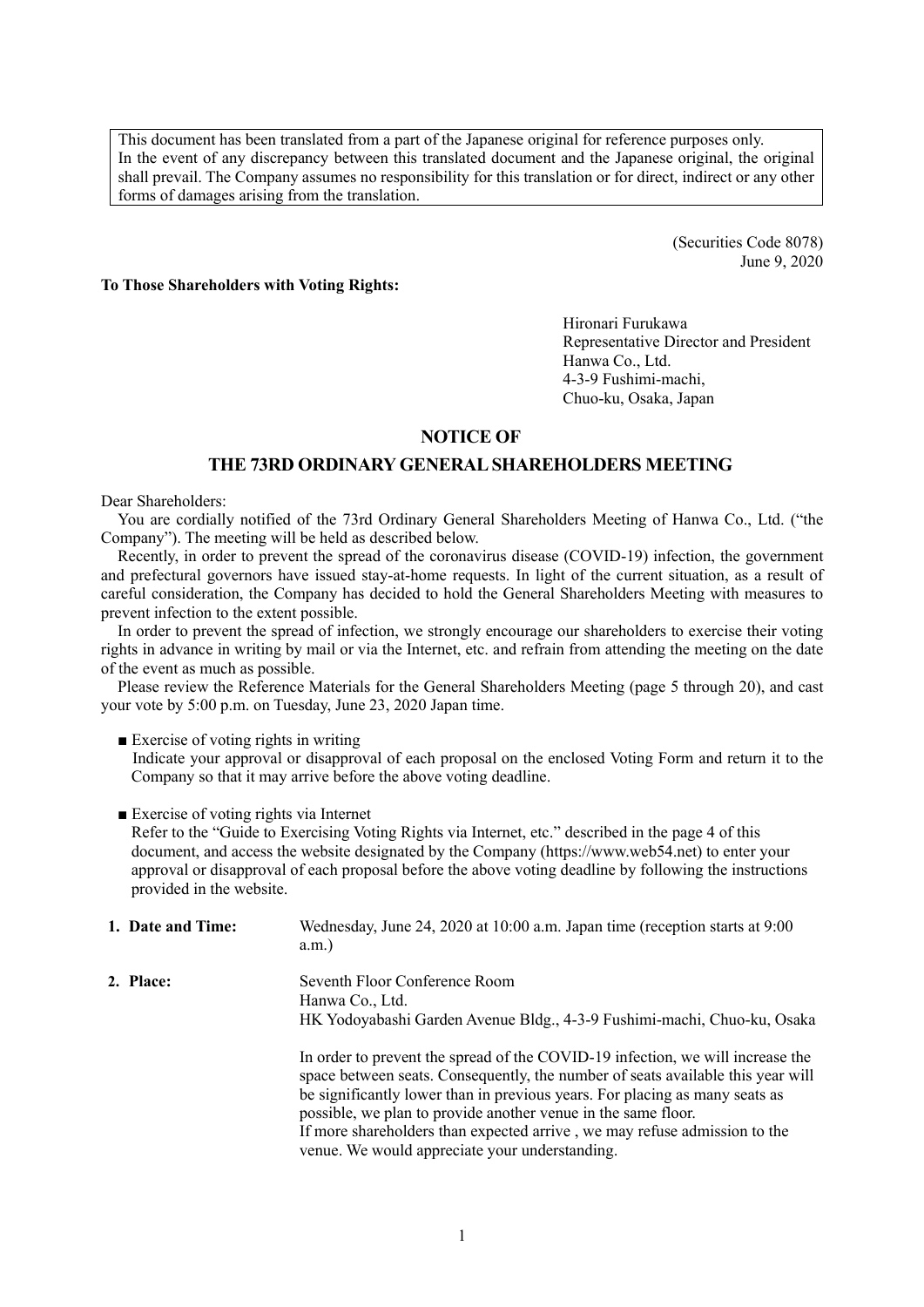This document has been translated from a part of the Japanese original for reference purposes only. In the event of any discrepancy between this translated document and the Japanese original, the original shall prevail. The Company assumes no responsibility for this translation or for direct, indirect or any other forms of damages arising from the translation.

(Securities Code 8078)
June 9, 2020

**To Those Shareholders with Voting Rights:**

Hironari Furukawa
Representative Director and President
Hanwa Co., Ltd.
4-3-9 Fushimi-machi,
Chuo-ku, Osaka, Japan

# NOTICE OF
# THE 73RD ORDINARY GENERAL SHAREHOLDERS MEETING

Dear Shareholders:

You are cordially notified of the 73rd Ordinary General Shareholders Meeting of Hanwa Co., Ltd. ("the Company"). The meeting will be held as described below.

Recently, in order to prevent the spread of the coronavirus disease (COVID-19) infection, the government and prefectural governors have issued stay-at-home requests. In light of the current situation, as a result of careful consideration, the Company has decided to hold the General Shareholders Meeting with measures to prevent infection to the extent possible.

In order to prevent the spread of infection, we strongly encourage our shareholders to exercise their voting rights in advance in writing by mail or via the Internet, etc. and refrain from attending the meeting on the date of the event as much as possible.

Please review the Reference Materials for the General Shareholders Meeting (page 5 through 20), and cast your vote by 5:00 p.m. on Tuesday, June 23, 2020 Japan time.

■ Exercise of voting rights in writing
Indicate your approval or disapproval of each proposal on the enclosed Voting Form and return it to the Company so that it may arrive before the above voting deadline.

■ Exercise of voting rights via Internet
Refer to the "Guide to Exercising Voting Rights via Internet, etc." described in the page 4 of this document, and access the website designated by the Company (https://www.web54.net) to enter your approval or disapproval of each proposal before the above voting deadline by following the instructions provided in the website.

**1. Date and Time:** Wednesday, June 24, 2020 at 10:00 a.m. Japan time (reception starts at 9:00 a.m.)

**2. Place:** Seventh Floor Conference Room
Hanwa Co., Ltd.
HK Yodoyabashi Garden Avenue Bldg., 4-3-9 Fushimi-machi, Chuo-ku, Osaka

In order to prevent the spread of the COVID-19 infection, we will increase the space between seats. Consequently, the number of seats available this year will be significantly lower than in previous years. For placing as many seats as possible, we plan to provide another venue in the same floor.
If more shareholders than expected arrive , we may refuse admission to the venue. We would appreciate your understanding.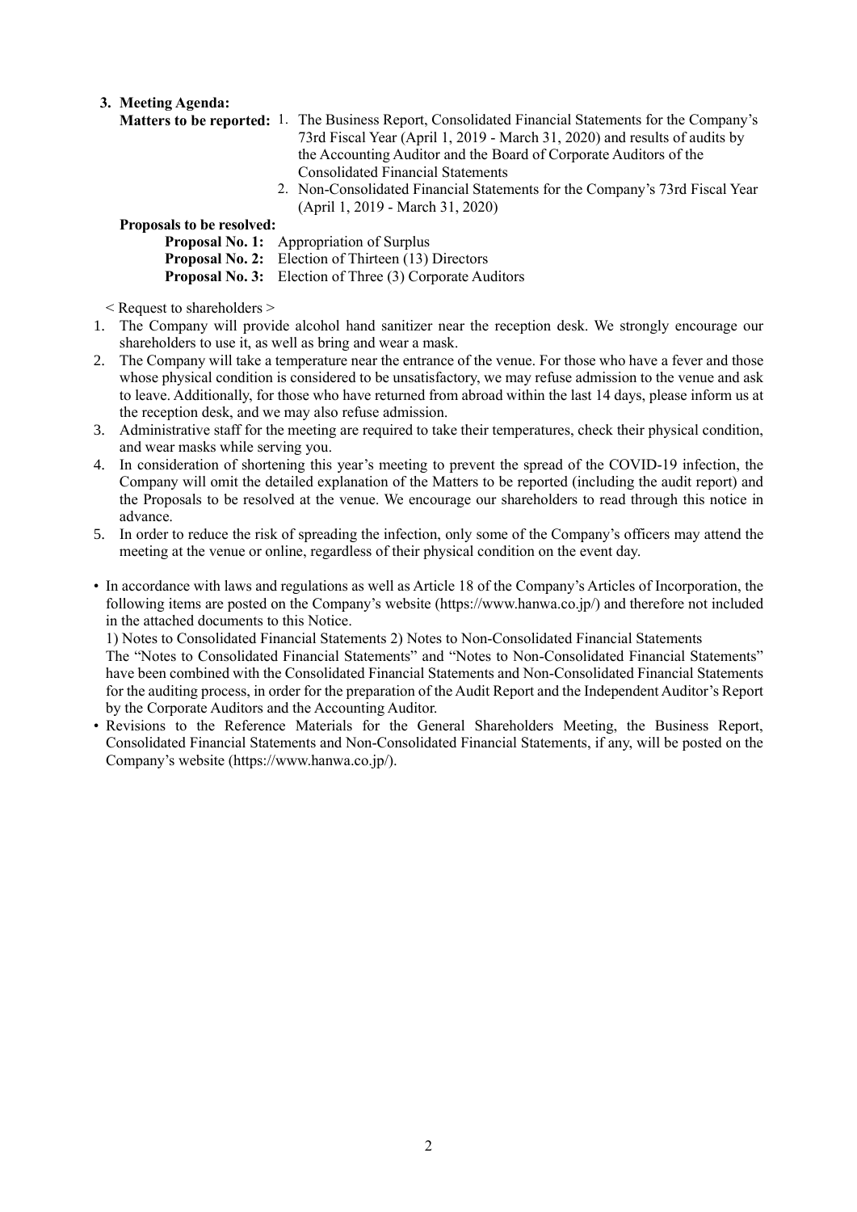**3. Meeting Agenda:**

**Matters to be reported:**

1. The Business Report, Consolidated Financial Statements for the Company's 73rd Fiscal Year (April 1, 2019 - March 31, 2020) and results of audits by the Accounting Auditor and the Board of Corporate Auditors of the Consolidated Financial Statements
2. Non-Consolidated Financial Statements for the Company's 73rd Fiscal Year (April 1, 2019 - March 31, 2020)

**Proposals to be resolved:**

**Proposal No. 1:** Appropriation of Surplus
**Proposal No. 2:** Election of Thirteen (13) Directors
**Proposal No. 3:** Election of Three (3) Corporate Auditors

< Request to shareholders >

1. The Company will provide alcohol hand sanitizer near the reception desk. We strongly encourage our shareholders to use it, as well as bring and wear a mask.
2. The Company will take a temperature near the entrance of the venue. For those who have a fever and those whose physical condition is considered to be unsatisfactory, we may refuse admission to the venue and ask to leave. Additionally, for those who have returned from abroad within the last 14 days, please inform us at the reception desk, and we may also refuse admission.
3. Administrative staff for the meeting are required to take their temperatures, check their physical condition, and wear masks while serving you.
4. In consideration of shortening this year's meeting to prevent the spread of the COVID-19 infection, the Company will omit the detailed explanation of the Matters to be reported (including the audit report) and the Proposals to be resolved at the venue. We encourage our shareholders to read through this notice in advance.
5. In order to reduce the risk of spreading the infection, only some of the Company's officers may attend the meeting at the venue or online, regardless of their physical condition on the event day.

- In accordance with laws and regulations as well as Article 18 of the Company's Articles of Incorporation, the following items are posted on the Company's website (https://www.hanwa.co.jp/) and therefore not included in the attached documents to this Notice.
  1) Notes to Consolidated Financial Statements 2) Notes to Non-Consolidated Financial Statements
  The "Notes to Consolidated Financial Statements" and "Notes to Non-Consolidated Financial Statements" have been combined with the Consolidated Financial Statements and Non-Consolidated Financial Statements for the auditing process, in order for the preparation of the Audit Report and the Independent Auditor's Report by the Corporate Auditors and the Accounting Auditor.
- Revisions to the Reference Materials for the General Shareholders Meeting, the Business Report, Consolidated Financial Statements and Non-Consolidated Financial Statements, if any, will be posted on the Company's website (https://www.hanwa.co.jp/).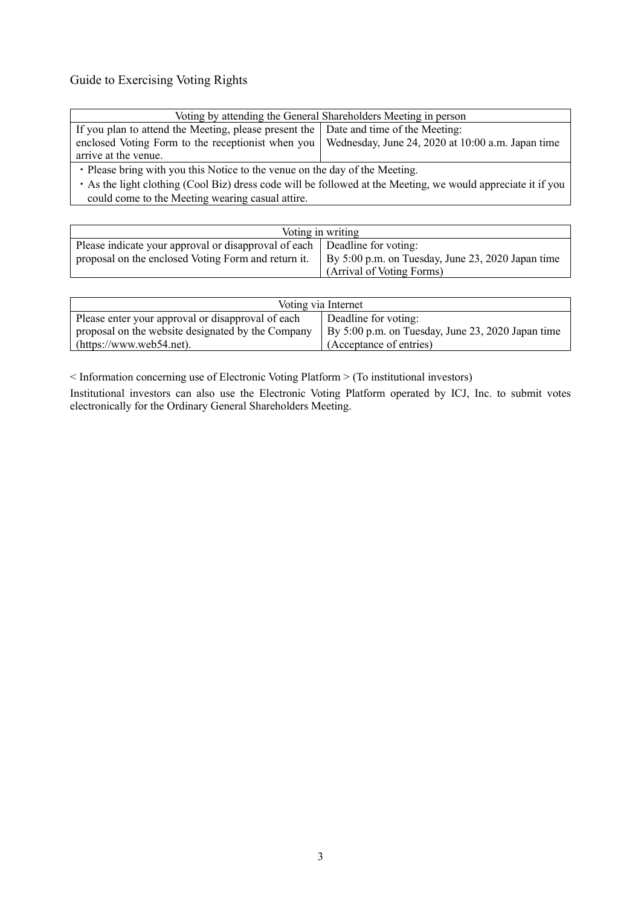## Guide to Exercising Voting Rights

| Voting by attending the General Shareholders Meeting in person | |
|---|---|
| If you plan to attend the Meeting, please present the enclosed Voting Form to the receptionist when you arrive at the venue. | Date and time of the Meeting: Wednesday, June 24, 2020 at 10:00 a.m. Japan time |
| ・Please bring with you this Notice to the venue on the day of the Meeting.<br>・As the light clothing (Cool Biz) dress code will be followed at the Meeting, we would appreciate it if you could come to the Meeting wearing casual attire. | |

| Voting in writing | |
|---|---|
| Please indicate your approval or disapproval of each proposal on the enclosed Voting Form and return it. | Deadline for voting: By 5:00 p.m. on Tuesday, June 23, 2020 Japan time (Arrival of Voting Forms) |

| Voting via Internet | |
|---|---|
| Please enter your approval or disapproval of each proposal on the website designated by the Company (https://www.web54.net). | Deadline for voting: By 5:00 p.m. on Tuesday, June 23, 2020 Japan time (Acceptance of entries) |

< Information concerning use of Electronic Voting Platform > (To institutional investors)

Institutional investors can also use the Electronic Voting Platform operated by ICJ, Inc. to submit votes electronically for the Ordinary General Shareholders Meeting.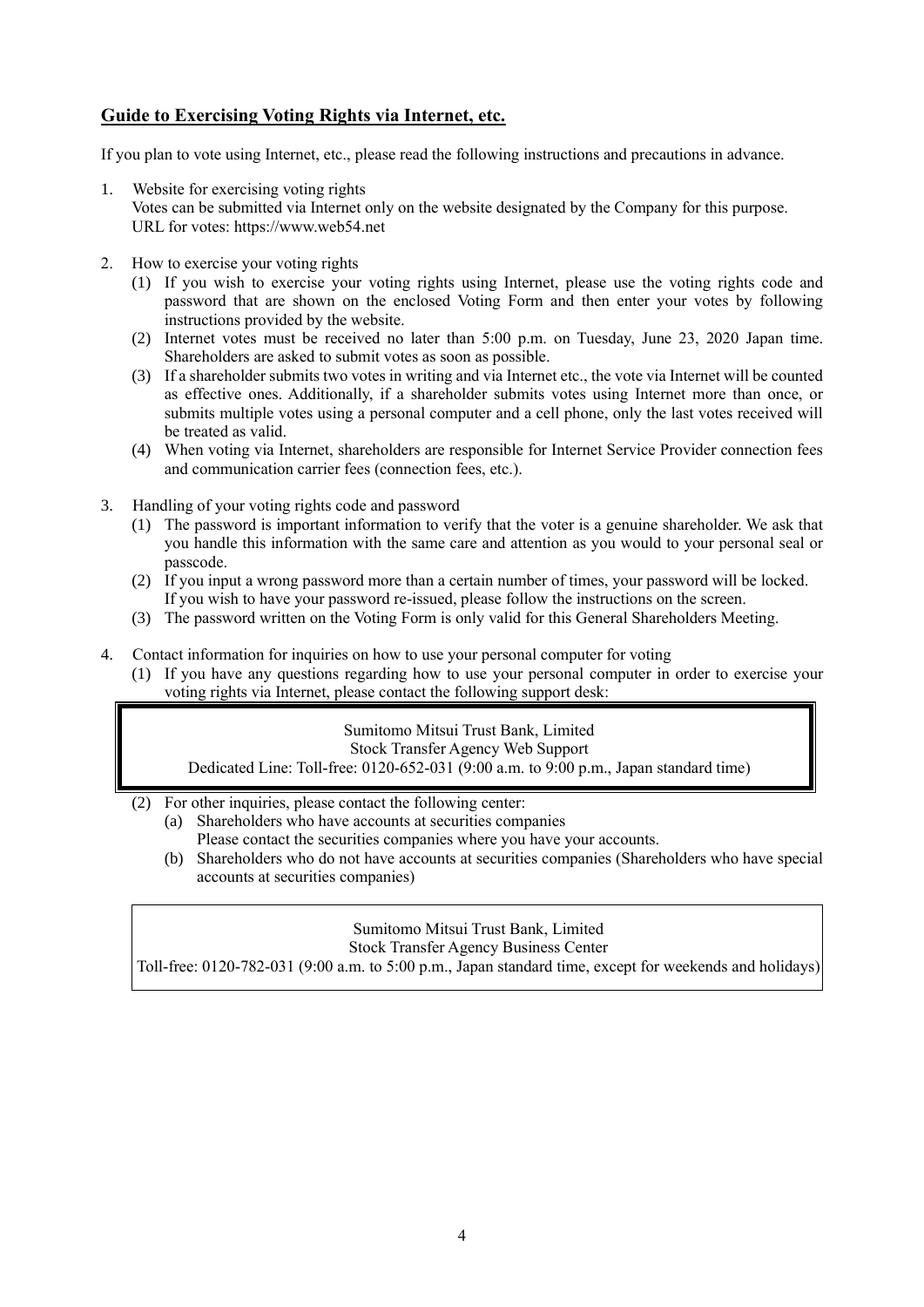## Guide to Exercising Voting Rights via Internet, etc.

If you plan to vote using Internet, etc., please read the following instructions and precautions in advance.

1. Website for exercising voting rights
   Votes can be submitted via Internet only on the website designated by the Company for this purpose.
   URL for votes: https://www.web54.net

2. How to exercise your voting rights
   (1) If you wish to exercise your voting rights using Internet, please use the voting rights code and password that are shown on the enclosed Voting Form and then enter your votes by following instructions provided by the website.
   (2) Internet votes must be received no later than 5:00 p.m. on Tuesday, June 23, 2020 Japan time. Shareholders are asked to submit votes as soon as possible.
   (3) If a shareholder submits two votes in writing and via Internet etc., the vote via Internet will be counted as effective ones. Additionally, if a shareholder submits votes using Internet more than once, or submits multiple votes using a personal computer and a cell phone, only the last votes received will be treated as valid.
   (4) When voting via Internet, shareholders are responsible for Internet Service Provider connection fees and communication carrier fees (connection fees, etc.).

3. Handling of your voting rights code and password
   (1) The password is important information to verify that the voter is a genuine shareholder. We ask that you handle this information with the same care and attention as you would to your personal seal or passcode.
   (2) If you input a wrong password more than a certain number of times, your password will be locked. If you wish to have your password re-issued, please follow the instructions on the screen.
   (3) The password written on the Voting Form is only valid for this General Shareholders Meeting.

4. Contact information for inquiries on how to use your personal computer for voting
   (1) If you have any questions regarding how to use your personal computer in order to exercise your voting rights via Internet, please contact the following support desk:

   Sumitomo Mitsui Trust Bank, Limited
   Stock Transfer Agency Web Support
   Dedicated Line: Toll-free: 0120-652-031 (9:00 a.m. to 9:00 p.m., Japan standard time)

   (2) For other inquiries, please contact the following center:
      (a) Shareholders who have accounts at securities companies
          Please contact the securities companies where you have your accounts.
      (b) Shareholders who do not have accounts at securities companies (Shareholders who have special accounts at securities companies)

   Sumitomo Mitsui Trust Bank, Limited
   Stock Transfer Agency Business Center
   Toll-free: 0120-782-031 (9:00 a.m. to 5:00 p.m., Japan standard time, except for weekends and holidays)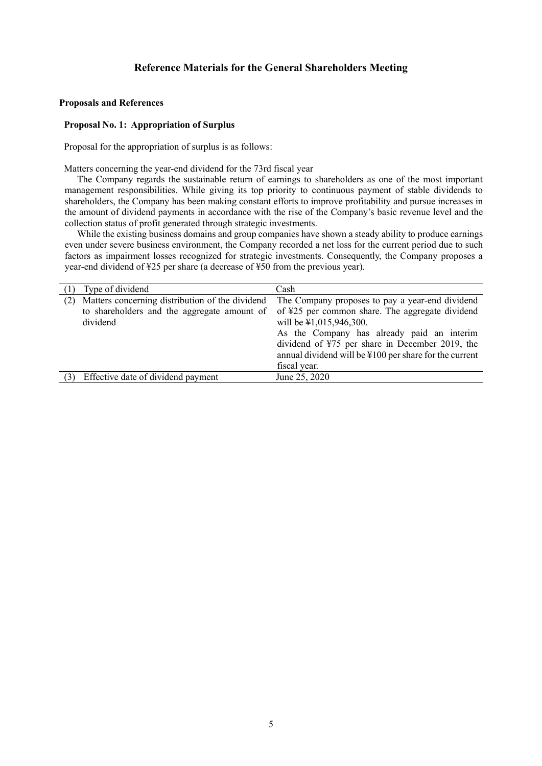# Reference Materials for the General Shareholders Meeting

**Proposals and References**

**Proposal No. 1: Appropriation of Surplus**

Proposal for the appropriation of surplus is as follows:

Matters concerning the year-end dividend for the 73rd fiscal year

The Company regards the sustainable return of earnings to shareholders as one of the most important management responsibilities. While giving its top priority to continuous payment of stable dividends to shareholders, the Company has been making constant efforts to improve profitability and pursue increases in the amount of dividend payments in accordance with the rise of the Company's basic revenue level and the collection status of profit generated through strategic investments.

While the existing business domains and group companies have shown a steady ability to produce earnings even under severe business environment, the Company recorded a net loss for the current period due to such factors as impairment losses recognized for strategic investments. Consequently, the Company proposes a year-end dividend of ¥25 per share (a decrease of ¥50 from the previous year).

| | |
|---|---|
| (1) Type of dividend | Cash |
| (2) Matters concerning distribution of the dividend to shareholders and the aggregate amount of dividend | The Company proposes to pay a year-end dividend of ¥25 per common share. The aggregate dividend will be ¥1,015,946,300.<br>As the Company has already paid an interim dividend of ¥75 per share in December 2019, the annual dividend will be ¥100 per share for the current fiscal year. |
| (3) Effective date of dividend payment | June 25, 2020 |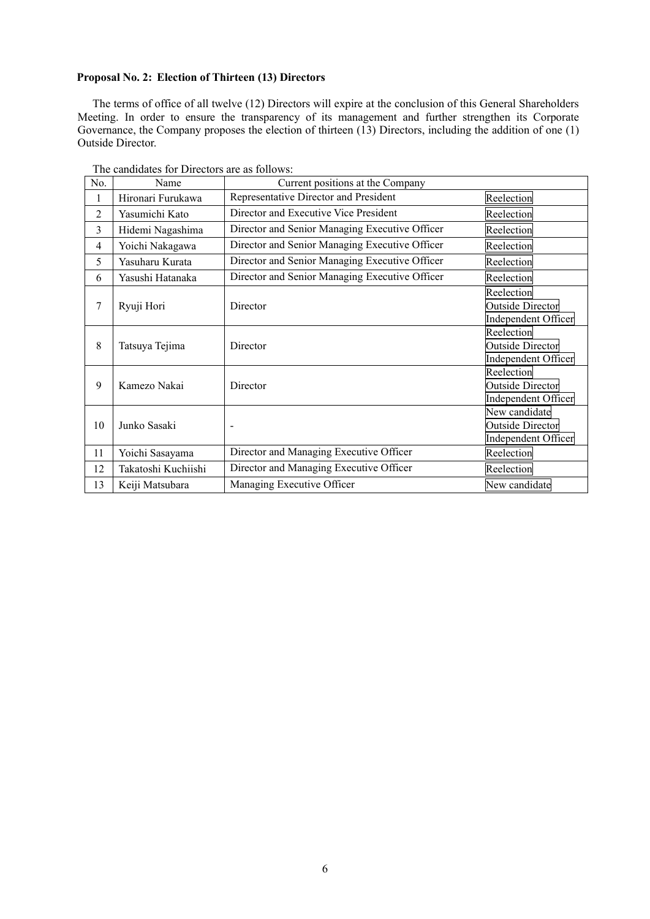**Proposal No. 2: Election of Thirteen (13) Directors**

The terms of office of all twelve (12) Directors will expire at the conclusion of this General Shareholders Meeting. In order to ensure the transparency of its management and further strengthen its Corporate Governance, the Company proposes the election of thirteen (13) Directors, including the addition of one (1) Outside Director.

The candidates for Directors are as follows:

| No. | Name | Current positions at the Company | |
|---|---|---|---|
| 1 | Hironari Furukawa | Representative Director and President | Reelection |
| 2 | Yasumichi Kato | Director and Executive Vice President | Reelection |
| 3 | Hidemi Nagashima | Director and Senior Managing Executive Officer | Reelection |
| 4 | Yoichi Nakagawa | Director and Senior Managing Executive Officer | Reelection |
| 5 | Yasuharu Kurata | Director and Senior Managing Executive Officer | Reelection |
| 6 | Yasushi Hatanaka | Director and Senior Managing Executive Officer | Reelection |
| 7 | Ryuji Hori | Director | Reelection<br>Outside Director<br>Independent Officer |
| 8 | Tatsuya Tejima | Director | Reelection<br>Outside Director<br>Independent Officer |
| 9 | Kamezo Nakai | Director | Reelection<br>Outside Director<br>Independent Officer |
| 10 | Junko Sasaki | - | New candidate<br>Outside Director<br>Independent Officer |
| 11 | Yoichi Sasayama | Director and Managing Executive Officer | Reelection |
| 12 | Takatoshi Kuchiishi | Director and Managing Executive Officer | Reelection |
| 13 | Keiji Matsubara | Managing Executive Officer | New candidate |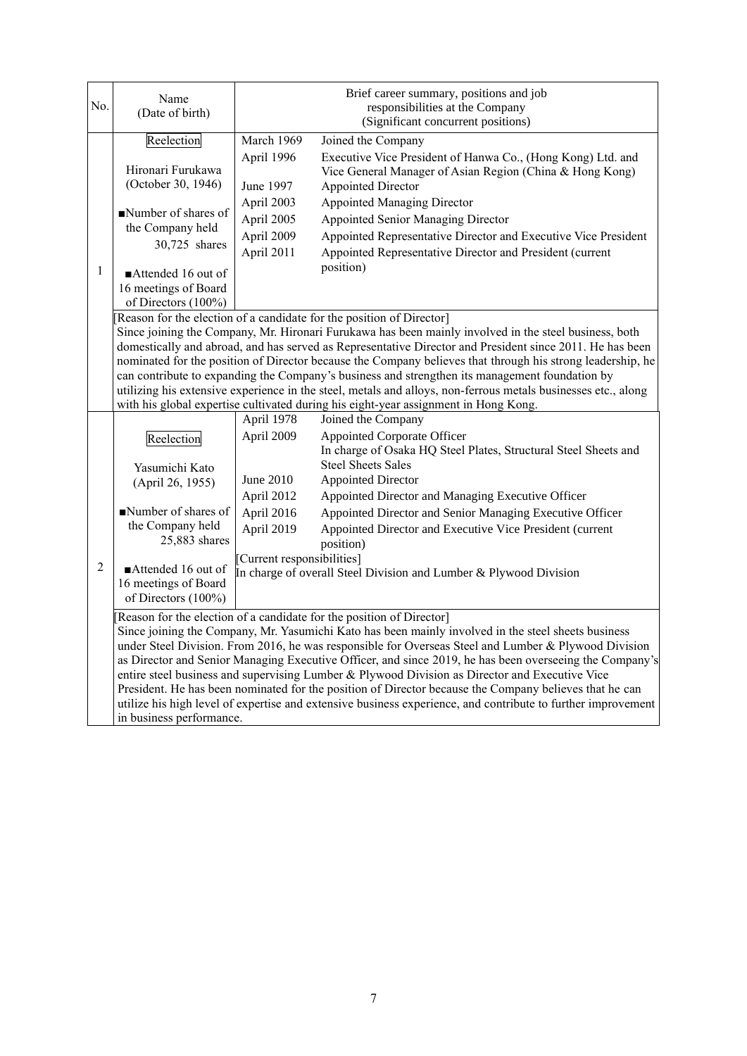| No. | Name (Date of birth) | Brief career summary, positions and job responsibilities at the Company (Significant concurrent positions) |
|---|---|---|
| 1 | Reelection<br><br>Hironari Furukawa (October 30, 1946)<br><br>■Number of shares of the Company held 30,725 shares<br><br>■Attended 16 out of 16 meetings of Board of Directors (100%) | March 1969 Joined the Company<br>April 1996 Executive Vice President of Hanwa Co., (Hong Kong) Ltd. and Vice General Manager of Asian Region (China & Hong Kong)<br>June 1997 Appointed Director<br>April 2003 Appointed Managing Director<br>April 2005 Appointed Senior Managing Director<br>April 2009 Appointed Representative Director and Executive Vice President<br>April 2011 Appointed Representative Director and President (current position) |
| | [Reason for the election of a candidate for the position of Director]<br>Since joining the Company, Mr. Hironari Furukawa has been mainly involved in the steel business, both domestically and abroad, and has served as Representative Director and President since 2011. He has been nominated for the position of Director because the Company believes that through his strong leadership, he can contribute to expanding the Company's business and strengthen its management foundation by utilizing his extensive experience in the steel, metals and alloys, non-ferrous metals businesses etc., along with his global expertise cultivated during his eight-year assignment in Hong Kong. | |
| 2 | Reelection<br><br>Yasumichi Kato (April 26, 1955)<br><br>■Number of shares of the Company held 25,883 shares<br><br>■Attended 16 out of 16 meetings of Board of Directors (100%) | April 1978 Joined the Company<br>April 2009 Appointed Corporate Officer<br>In charge of Osaka HQ Steel Plates, Structural Steel Sheets and Steel Sheets Sales<br>June 2010 Appointed Director<br>April 2012 Appointed Director and Managing Executive Officer<br>April 2016 Appointed Director and Senior Managing Executive Officer<br>April 2019 Appointed Director and Executive Vice President (current position)<br>[Current responsibilities]<br>In charge of overall Steel Division and Lumber & Plywood Division |
| | [Reason for the election of a candidate for the position of Director]<br>Since joining the Company, Mr. Yasumichi Kato has been mainly involved in the steel sheets business under Steel Division. From 2016, he was responsible for Overseas Steel and Lumber & Plywood Division as Director and Senior Managing Executive Officer, and since 2019, he has been overseeing the Company's entire steel business and supervising Lumber & Plywood Division as Director and Executive Vice President. He has been nominated for the position of Director because the Company believes that he can utilize his high level of expertise and extensive business experience, and contribute to further improvement in business performance. | |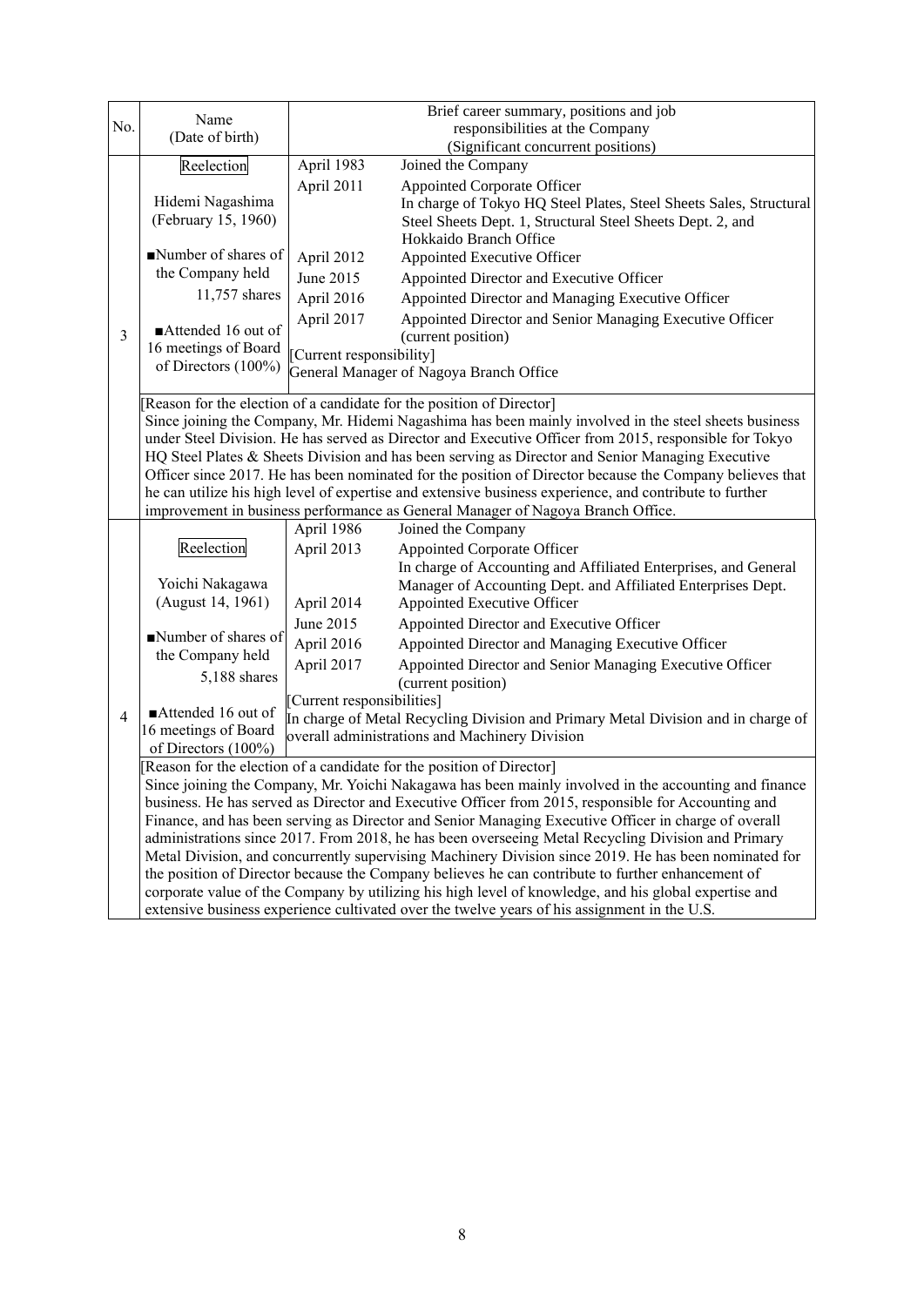| No. | Name (Date of birth) | Brief career summary, positions and job responsibilities at the Company (Significant concurrent positions) | |
|---|---|---|---|
| 3 | Reelection<br><br>Hidemi Nagashima<br>(February 15, 1960)<br><br>■Number of shares of the Company held<br>11,757 shares<br><br>■Attended 16 out of 16 meetings of Board of Directors (100%) | April 1983 | Joined the Company |
| | | April 2011 | Appointed Corporate Officer<br>In charge of Tokyo HQ Steel Plates, Steel Sheets Sales, Structural Steel Sheets Dept. 1, Structural Steel Sheets Dept. 2, and Hokkaido Branch Office |
| | | April 2012 | Appointed Executive Officer |
| | | June 2015 | Appointed Director and Executive Officer |
| | | April 2016 | Appointed Director and Managing Executive Officer |
| | | April 2017 | Appointed Director and Senior Managing Executive Officer (current position) |
| | | [Current responsibility]<br>General Manager of Nagoya Branch Office | |
| | [Reason for the election of a candidate for the position of Director]<br>Since joining the Company, Mr. Hidemi Nagashima has been mainly involved in the steel sheets business under Steel Division. He has served as Director and Executive Officer from 2015, responsible for Tokyo HQ Steel Plates & Sheets Division and has been serving as Director and Senior Managing Executive Officer since 2017. He has been nominated for the position of Director because the Company believes that he can utilize his high level of expertise and extensive business experience, and contribute to further improvement in business performance as General Manager of Nagoya Branch Office. | | |
| 4 | Reelection<br><br>Yoichi Nakagawa<br>(August 14, 1961)<br><br>■Number of shares of the Company held<br>5,188 shares<br><br>■Attended 16 out of 16 meetings of Board of Directors (100%) | April 1986 | Joined the Company |
| | | April 2013 | Appointed Corporate Officer<br>In charge of Accounting and Affiliated Enterprises, and General Manager of Accounting Dept. and Affiliated Enterprises Dept. |
| | | April 2014 | Appointed Executive Officer |
| | | June 2015 | Appointed Director and Executive Officer |
| | | April 2016 | Appointed Director and Managing Executive Officer |
| | | April 2017 | Appointed Director and Senior Managing Executive Officer (current position) |
| | | [Current responsibilities]<br>In charge of Metal Recycling Division and Primary Metal Division and in charge of overall administrations and Machinery Division | |
| | [Reason for the election of a candidate for the position of Director]<br>Since joining the Company, Mr. Yoichi Nakagawa has been mainly involved in the accounting and finance business. He has served as Director and Executive Officer from 2015, responsible for Accounting and Finance, and has been serving as Director and Senior Managing Executive Officer in charge of overall administrations since 2017. From 2018, he has been overseeing Metal Recycling Division and Primary Metal Division, and concurrently supervising Machinery Division since 2019. He has been nominated for the position of Director because the Company believes he can contribute to further enhancement of corporate value of the Company by utilizing his high level of knowledge, and his global expertise and extensive business experience cultivated over the twelve years of his assignment in the U.S. | | |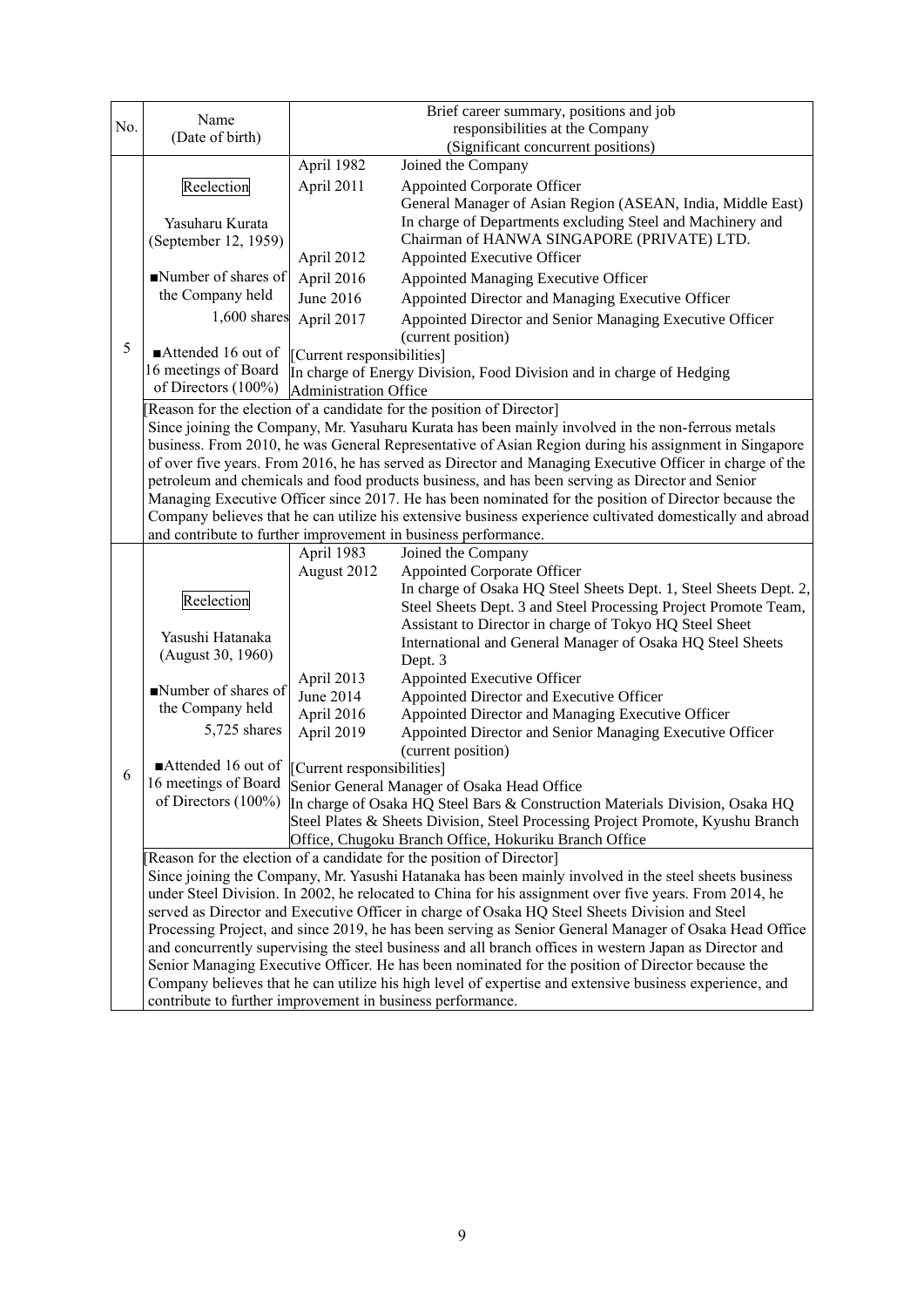| No. | Name (Date of birth) | Brief career summary, positions and job responsibilities at the Company (Significant concurrent positions) | |
|---|---|---|---|
| 5 | Reelection<br><br>Yasuharu Kurata<br>(September 12, 1959)<br><br>■Number of shares of the Company held<br>1,600 shares<br><br>■Attended 16 out of 16 meetings of Board of Directors (100%) | April 1982 | Joined the Company |
| | | April 2011 | Appointed Corporate Officer<br>General Manager of Asian Region (ASEAN, India, Middle East)<br>In charge of Departments excluding Steel and Machinery and Chairman of HANWA SINGAPORE (PRIVATE) LTD. |
| | | April 2012 | Appointed Executive Officer |
| | | April 2016 | Appointed Managing Executive Officer |
| | | June 2016 | Appointed Director and Managing Executive Officer |
| | | April 2017 | Appointed Director and Senior Managing Executive Officer (current position) |
| | | [Current responsibilities]<br>In charge of Energy Division, Food Division and in charge of Hedging Administration Office | |
| | [Reason for the election of a candidate for the position of Director]<br>Since joining the Company, Mr. Yasuharu Kurata has been mainly involved in the non-ferrous metals business. From 2010, he was General Representative of Asian Region during his assignment in Singapore of over five years. From 2016, he has served as Director and Managing Executive Officer in charge of the petroleum and chemicals and food products business, and has been serving as Director and Senior Managing Executive Officer since 2017. He has been nominated for the position of Director because the Company believes that he can utilize his extensive business experience cultivated domestically and abroad and contribute to further improvement in business performance. | | |
| 6 | Reelection<br><br>Yasushi Hatanaka<br>(August 30, 1960)<br><br>■Number of shares of the Company held<br>5,725 shares<br><br>■Attended 16 out of 16 meetings of Board of Directors (100%) | April 1983 | Joined the Company |
| | | August 2012 | Appointed Corporate Officer<br>In charge of Osaka HQ Steel Sheets Dept. 1, Steel Sheets Dept. 2, Steel Sheets Dept. 3 and Steel Processing Project Promote Team, Assistant to Director in charge of Tokyo HQ Steel Sheet International and General Manager of Osaka HQ Steel Sheets Dept. 3 |
| | | April 2013 | Appointed Executive Officer |
| | | June 2014 | Appointed Director and Executive Officer |
| | | April 2016 | Appointed Director and Managing Executive Officer |
| | | April 2019 | Appointed Director and Senior Managing Executive Officer (current position) |
| | | [Current responsibilities]<br>Senior General Manager of Osaka Head Office<br>In charge of Osaka HQ Steel Bars & Construction Materials Division, Osaka HQ Steel Plates & Sheets Division, Steel Processing Project Promote, Kyushu Branch Office, Chugoku Branch Office, Hokuriku Branch Office | |
| | [Reason for the election of a candidate for the position of Director]<br>Since joining the Company, Mr. Yasushi Hatanaka has been mainly involved in the steel sheets business under Steel Division. In 2002, he relocated to China for his assignment over five years. From 2014, he served as Director and Executive Officer in charge of Osaka HQ Steel Sheets Division and Steel Processing Project, and since 2019, he has been serving as Senior General Manager of Osaka Head Office and concurrently supervising the steel business and all branch offices in western Japan as Director and Senior Managing Executive Officer. He has been nominated for the position of Director because the Company believes that he can utilize his high level of expertise and extensive business experience, and contribute to further improvement in business performance. | | |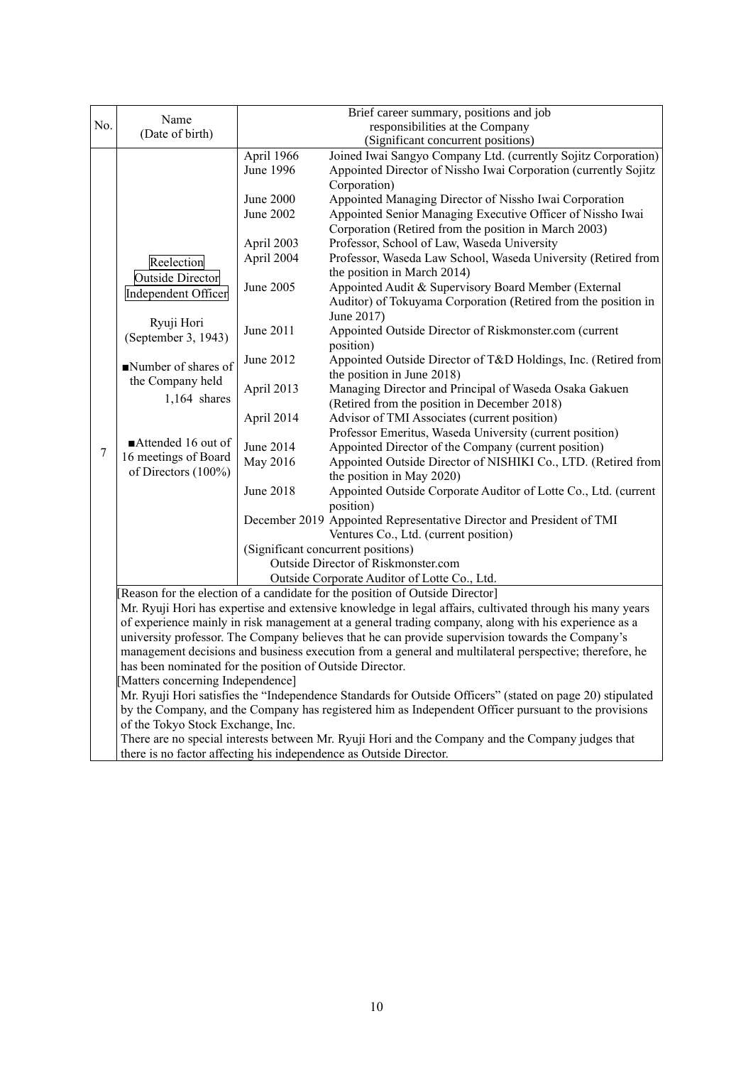| No. | Name<br>(Date of birth) | Brief career summary, positions and job responsibilities at the Company<br>(Significant concurrent positions) | |
|---|---|---|---|
| 7 | Reelection<br>Outside Director<br>Independent Officer<br><br>Ryuji Hori<br>(September 3, 1943)<br><br>■Number of shares of the Company held<br>1,164 shares<br><br>■Attended 16 out of 16 meetings of Board of Directors (100%) | April 1966 | Joined Iwai Sangyo Company Ltd. (currently Sojitz Corporation) |
| | | June 1996 | Appointed Director of Nissho Iwai Corporation (currently Sojitz Corporation) |
| | | June 2000 | Appointed Managing Director of Nissho Iwai Corporation |
| | | June 2002 | Appointed Senior Managing Executive Officer of Nissho Iwai Corporation (Retired from the position in March 2003) |
| | | April 2003 | Professor, School of Law, Waseda University |
| | | April 2004 | Professor, Waseda Law School, Waseda University (Retired from the position in March 2014) |
| | | June 2005 | Appointed Audit & Supervisory Board Member (External Auditor) of Tokuyama Corporation (Retired from the position in June 2017) |
| | | June 2011 | Appointed Outside Director of Riskmonster.com (current position) |
| | | June 2012 | Appointed Outside Director of T&D Holdings, Inc. (Retired from the position in June 2018) |
| | | April 2013 | Managing Director and Principal of Waseda Osaka Gakuen (Retired from the position in December 2018) |
| | | April 2014 | Advisor of TMI Associates (current position)<br>Professor Emeritus, Waseda University (current position) |
| | | June 2014 | Appointed Director of the Company (current position) |
| | | May 2016 | Appointed Outside Director of NISHIKI Co., LTD. (Retired from the position in May 2020) |
| | | June 2018 | Appointed Outside Corporate Auditor of Lotte Co., Ltd. (current position) |
| | | December 2019 | Appointed Representative Director and President of TMI Ventures Co., Ltd. (current position) |
| | | (Significant concurrent positions)<br>Outside Director of Riskmonster.com<br>Outside Corporate Auditor of Lotte Co., Ltd. | |

[Reason for the election of a candidate for the position of Outside Director]

Mr. Ryuji Hori has expertise and extensive knowledge in legal affairs, cultivated through his many years of experience mainly in risk management at a general trading company, along with his experience as a university professor. The Company believes that he can provide supervision towards the Company's management decisions and business execution from a general and multilateral perspective; therefore, he has been nominated for the position of Outside Director.

[Matters concerning Independence]

Mr. Ryuji Hori satisfies the "Independence Standards for Outside Officers" (stated on page 20) stipulated by the Company, and the Company has registered him as Independent Officer pursuant to the provisions of the Tokyo Stock Exchange, Inc.

There are no special interests between Mr. Ryuji Hori and the Company and the Company judges that there is no factor affecting his independence as Outside Director.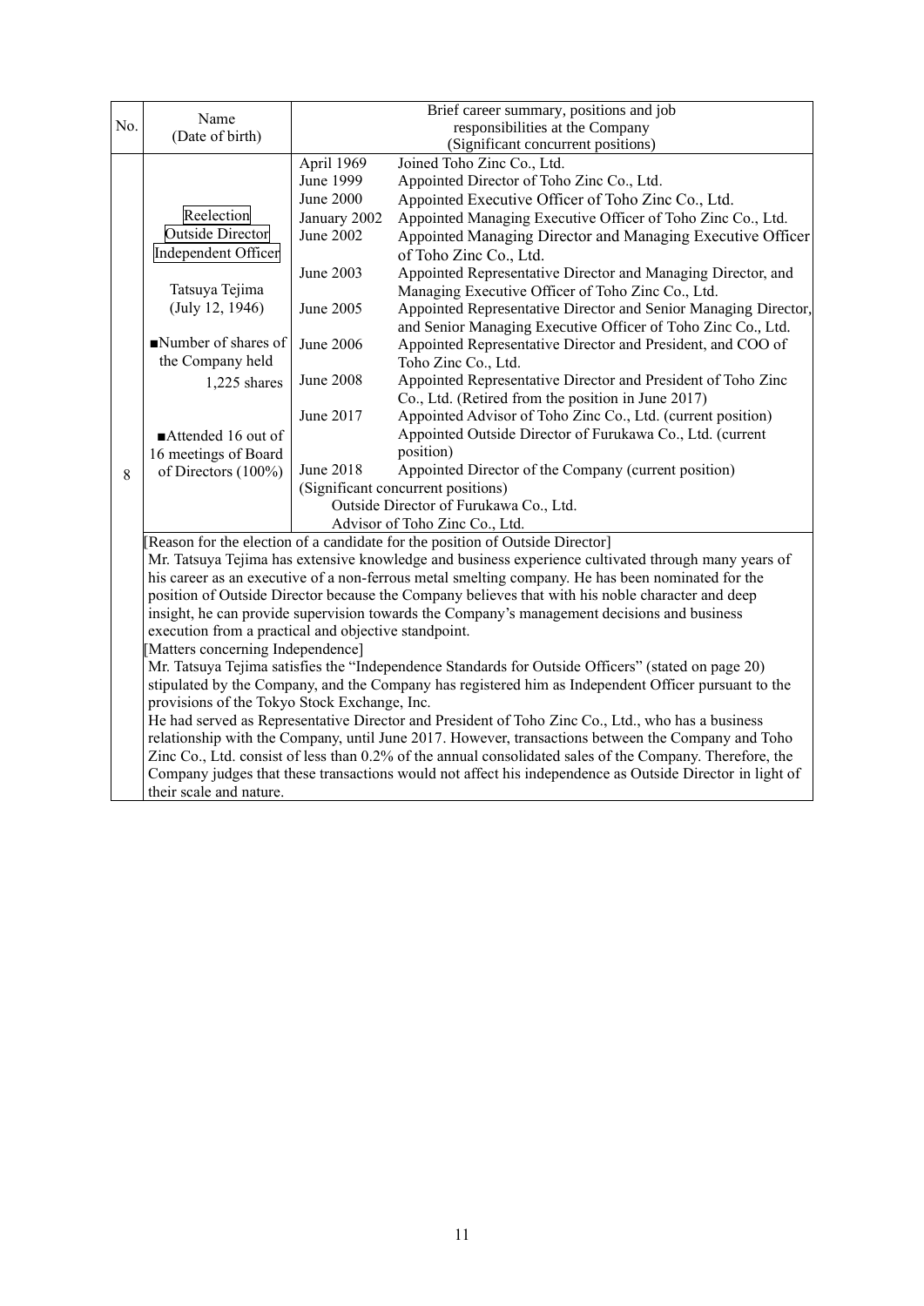| No. | Name (Date of birth) | Brief career summary, positions and job responsibilities at the Company (Significant concurrent positions) | |
|---|---|---|---|
| 8 | Reelection<br>Outside Director<br>Independent Officer<br><br>Tatsuya Tejima<br>(July 12, 1946)<br><br>■Number of shares of the Company held<br>1,225 shares<br><br>■Attended 16 out of 16 meetings of Board of Directors (100%) | April 1969 | Joined Toho Zinc Co., Ltd. |
| | | June 1999 | Appointed Director of Toho Zinc Co., Ltd. |
| | | June 2000 | Appointed Executive Officer of Toho Zinc Co., Ltd. |
| | | January 2002 | Appointed Managing Executive Officer of Toho Zinc Co., Ltd. |
| | | June 2002 | Appointed Managing Director and Managing Executive Officer of Toho Zinc Co., Ltd. |
| | | June 2003 | Appointed Representative Director and Managing Director, and Managing Executive Officer of Toho Zinc Co., Ltd. |
| | | June 2005 | Appointed Representative Director and Senior Managing Director, and Senior Managing Executive Officer of Toho Zinc Co., Ltd. |
| | | June 2006 | Appointed Representative Director and President, and COO of Toho Zinc Co., Ltd. |
| | | June 2008 | Appointed Representative Director and President of Toho Zinc Co., Ltd. (Retired from the position in June 2017) |
| | | June 2017 | Appointed Advisor of Toho Zinc Co., Ltd. (current position)<br>Appointed Outside Director of Furukawa Co., Ltd. (current position) |
| | | June 2018 | Appointed Director of the Company (current position) |
| | | (Significant concurrent positions)<br>Outside Director of Furukawa Co., Ltd.<br>Advisor of Toho Zinc Co., Ltd. | |

[Reason for the election of a candidate for the position of Outside Director]
Mr. Tatsuya Tejima has extensive knowledge and business experience cultivated through many years of his career as an executive of a non-ferrous metal smelting company. He has been nominated for the position of Outside Director because the Company believes that with his noble character and deep insight, he can provide supervision towards the Company's management decisions and business execution from a practical and objective standpoint.

[Matters concerning Independence]
Mr. Tatsuya Tejima satisfies the "Independence Standards for Outside Officers" (stated on page 20) stipulated by the Company, and the Company has registered him as Independent Officer pursuant to the provisions of the Tokyo Stock Exchange, Inc.
He had served as Representative Director and President of Toho Zinc Co., Ltd., who has a business relationship with the Company, until June 2017. However, transactions between the Company and Toho Zinc Co., Ltd. consist of less than 0.2% of the annual consolidated sales of the Company. Therefore, the Company judges that these transactions would not affect his independence as Outside Director in light of their scale and nature.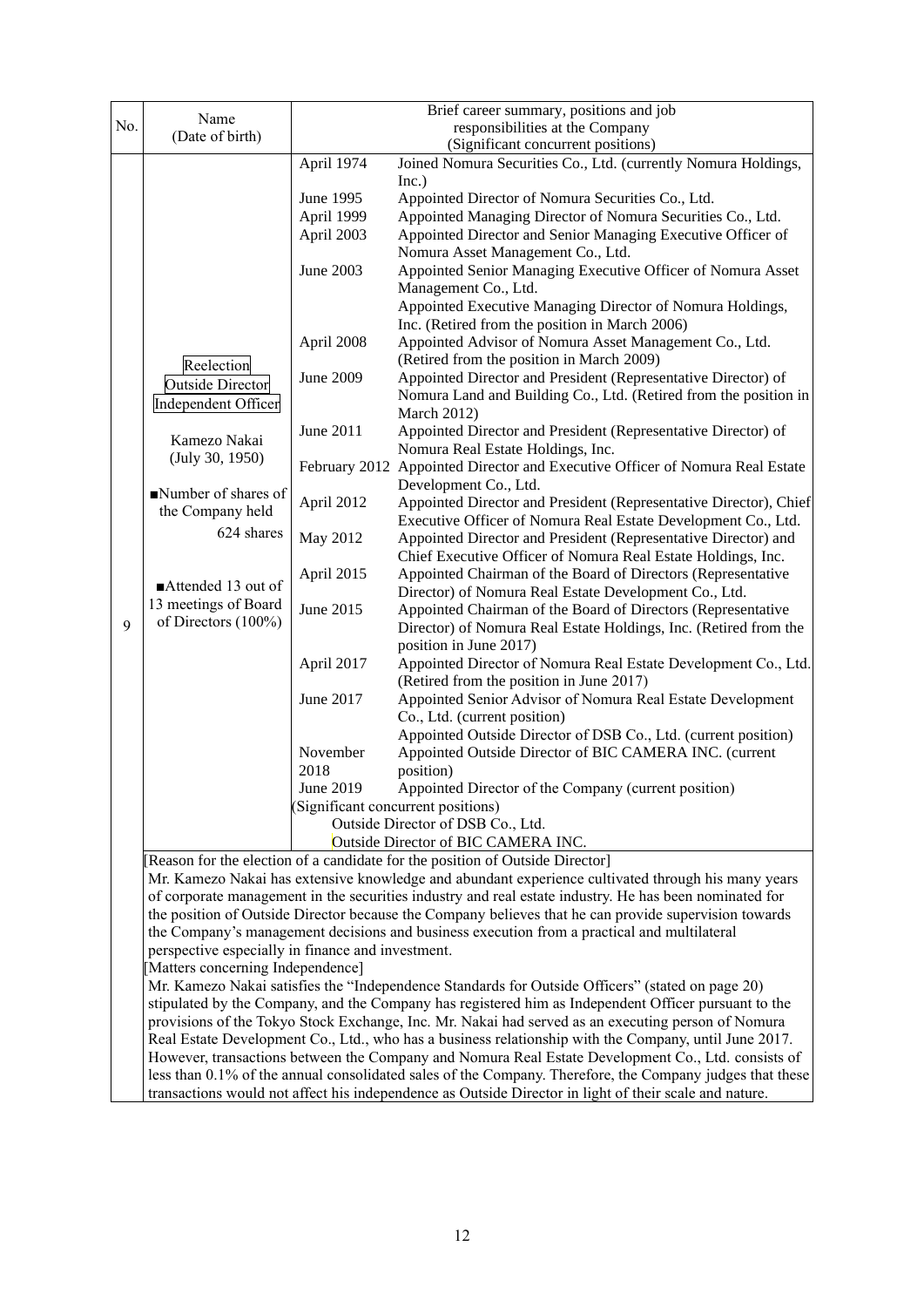| No. | Name (Date of birth) | Brief career summary, positions and job responsibilities at the Company (Significant concurrent positions) | |
|---|---|---|---|
| 9 | Reelection<br>Outside Director<br>Independent Officer<br><br>Kamezo Nakai<br>(July 30, 1950)<br><br>■Number of shares of the Company held<br>624 shares<br><br>■Attended 13 out of 13 meetings of Board of Directors (100%) | April 1974 | Joined Nomura Securities Co., Ltd. (currently Nomura Holdings, Inc.) |
| | | June 1995 | Appointed Director of Nomura Securities Co., Ltd. |
| | | April 1999 | Appointed Managing Director of Nomura Securities Co., Ltd. |
| | | April 2003 | Appointed Director and Senior Managing Executive Officer of Nomura Asset Management Co., Ltd. |
| | | June 2003 | Appointed Senior Managing Executive Officer of Nomura Asset Management Co., Ltd.<br>Appointed Executive Managing Director of Nomura Holdings, Inc. (Retired from the position in March 2006) |
| | | April 2008 | Appointed Advisor of Nomura Asset Management Co., Ltd. (Retired from the position in March 2009) |
| | | June 2009 | Appointed Director and President (Representative Director) of Nomura Land and Building Co., Ltd. (Retired from the position in March 2012) |
| | | June 2011 | Appointed Director and President (Representative Director) of Nomura Real Estate Holdings, Inc. |
| | | February 2012 | Appointed Director and Executive Officer of Nomura Real Estate Development Co., Ltd. |
| | | April 2012 | Appointed Director and President (Representative Director), Chief Executive Officer of Nomura Real Estate Development Co., Ltd. |
| | | May 2012 | Appointed Director and President (Representative Director) and Chief Executive Officer of Nomura Real Estate Holdings, Inc. |
| | | April 2015 | Appointed Chairman of the Board of Directors (Representative Director) of Nomura Real Estate Development Co., Ltd. |
| | | June 2015 | Appointed Chairman of the Board of Directors (Representative Director) of Nomura Real Estate Holdings, Inc. (Retired from the position in June 2017) |
| | | April 2017 | Appointed Director of Nomura Real Estate Development Co., Ltd. (Retired from the position in June 2017) |
| | | June 2017 | Appointed Senior Advisor of Nomura Real Estate Development Co., Ltd. (current position)<br>Appointed Outside Director of DSB Co., Ltd. (current position) |
| | | November 2018 | Appointed Outside Director of BIC CAMERA INC. (current position) |
| | | June 2019 | Appointed Director of the Company (current position) |
| | | (Significant concurrent positions)<br>Outside Director of DSB Co., Ltd.<br>Outside Director of BIC CAMERA INC. | |
| | [Reason for the election of a candidate for the position of Outside Director]<br>Mr. Kamezo Nakai has extensive knowledge and abundant experience cultivated through his many years of corporate management in the securities industry and real estate industry. He has been nominated for the position of Outside Director because the Company believes that he can provide supervision towards the Company's management decisions and business execution from a practical and multilateral perspective especially in finance and investment.<br>[Matters concerning Independence]<br>Mr. Kamezo Nakai satisfies the "Independence Standards for Outside Officers" (stated on page 20) stipulated by the Company, and the Company has registered him as Independent Officer pursuant to the provisions of the Tokyo Stock Exchange, Inc. Mr. Nakai had served as an executing person of Nomura Real Estate Development Co., Ltd., who has a business relationship with the Company, until June 2017. However, transactions between the Company and Nomura Real Estate Development Co., Ltd. consists of less than 0.1% of the annual consolidated sales of the Company. Therefore, the Company judges that these transactions would not affect his independence as Outside Director in light of their scale and nature. | | |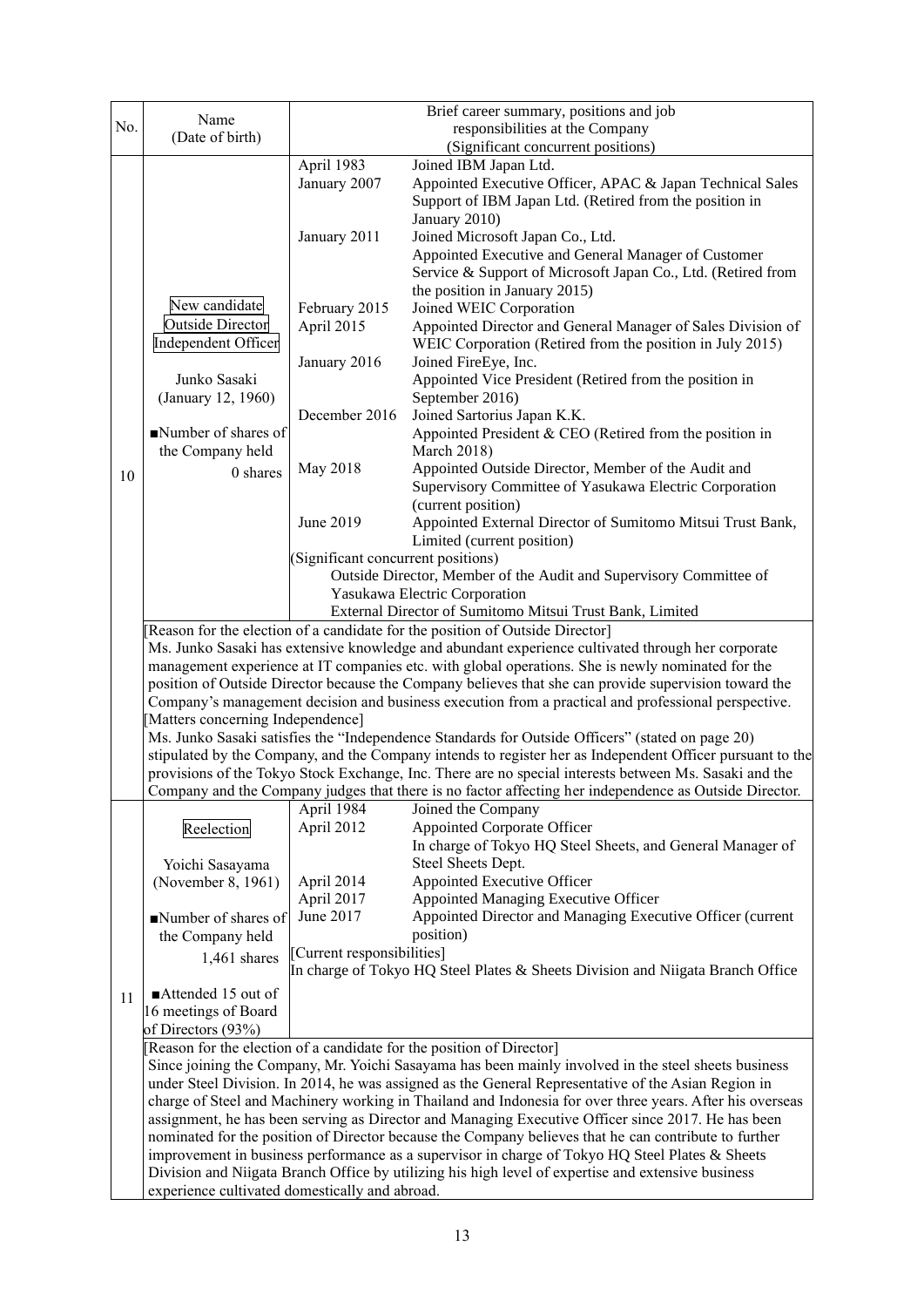| No. | Name (Date of birth) | Brief career summary, positions and job responsibilities at the Company (Significant concurrent positions) | |
|---|---|---|---|
| 10 | New candidate<br>Outside Director<br>Independent Officer<br><br>Junko Sasaki<br>(January 12, 1960)<br><br>■Number of shares of the Company held<br>0 shares | April 1983 | Joined IBM Japan Ltd. |
| | | January 2007 | Appointed Executive Officer, APAC & Japan Technical Sales Support of IBM Japan Ltd. (Retired from the position in January 2010) |
| | | January 2011 | Joined Microsoft Japan Co., Ltd.<br>Appointed Executive and General Manager of Customer Service & Support of Microsoft Japan Co., Ltd. (Retired from the position in January 2015) |
| | | February 2015 | Joined WEIC Corporation |
| | | April 2015 | Appointed Director and General Manager of Sales Division of WEIC Corporation (Retired from the position in July 2015) |
| | | January 2016 | Joined FireEye, Inc.<br>Appointed Vice President (Retired from the position in September 2016) |
| | | December 2016 | Joined Sartorius Japan K.K.<br>Appointed President & CEO (Retired from the position in March 2018) |
| | | May 2018 | Appointed Outside Director, Member of the Audit and Supervisory Committee of Yasukawa Electric Corporation (current position) |
| | | June 2019 | Appointed External Director of Sumitomo Mitsui Trust Bank, Limited (current position) |
| | | (Significant concurrent positions)<br>Outside Director, Member of the Audit and Supervisory Committee of Yasukawa Electric Corporation<br>External Director of Sumitomo Mitsui Trust Bank, Limited | |
| | [Reason for the election of a candidate for the position of Outside Director]<br>Ms. Junko Sasaki has extensive knowledge and abundant experience cultivated through her corporate management experience at IT companies etc. with global operations. She is newly nominated for the position of Outside Director because the Company believes that she can provide supervision toward the Company's management decision and business execution from a practical and professional perspective.<br>[Matters concerning Independence]<br>Ms. Junko Sasaki satisfies the "Independence Standards for Outside Officers" (stated on page 20) stipulated by the Company, and the Company intends to register her as Independent Officer pursuant to the provisions of the Tokyo Stock Exchange, Inc. There are no special interests between Ms. Sasaki and the Company and the Company judges that there is no factor affecting her independence as Outside Director. | | |
| 11 | Reelection<br><br>Yoichi Sasayama<br>(November 8, 1961)<br><br>■Number of shares of the Company held<br>1,461 shares<br><br>■Attended 15 out of 16 meetings of Board of Directors (93%) | April 1984 | Joined the Company |
| | | April 2012 | Appointed Corporate Officer<br>In charge of Tokyo HQ Steel Sheets, and General Manager of Steel Sheets Dept. |
| | | April 2014 | Appointed Executive Officer |
| | | April 2017 | Appointed Managing Executive Officer |
| | | June 2017 | Appointed Director and Managing Executive Officer (current position) |
| | | [Current responsibilities]<br>In charge of Tokyo HQ Steel Plates & Sheets Division and Niigata Branch Office | |
| | [Reason for the election of a candidate for the position of Director]<br>Since joining the Company, Mr. Yoichi Sasayama has been mainly involved in the steel sheets business under Steel Division. In 2014, he was assigned as the General Representative of the Asian Region in charge of Steel and Machinery working in Thailand and Indonesia for over three years. After his overseas assignment, he has been serving as Director and Managing Executive Officer since 2017. He has been nominated for the position of Director because the Company believes that he can contribute to further improvement in business performance as a supervisor in charge of Tokyo HQ Steel Plates & Sheets Division and Niigata Branch Office by utilizing his high level of expertise and extensive business experience cultivated domestically and abroad. | | |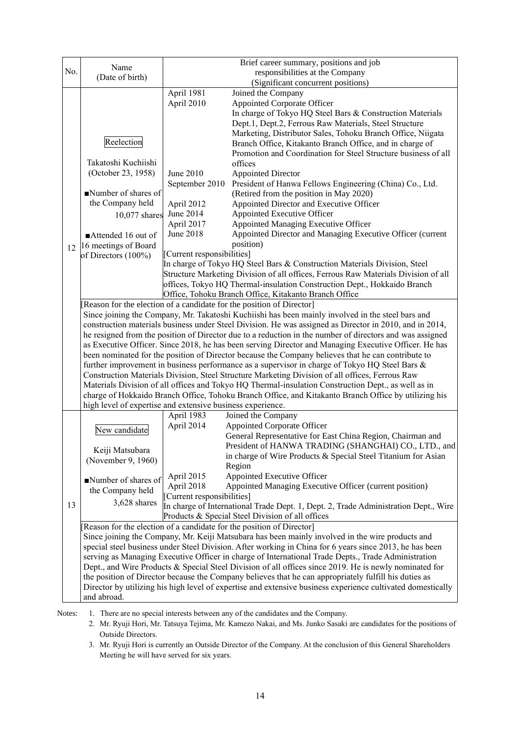| No. | Name (Date of birth) | Brief career summary, positions and job responsibilities at the Company (Significant concurrent positions) | |
|---|---|---|---|
| 12 | Reelection<br><br>Takatoshi Kuchiishi (October 23, 1958)<br><br>■Number of shares of the Company held 10,077 shares<br><br>■Attended 16 out of 16 meetings of Board of Directors (100%) | April 1981 | Joined the Company |
| | | April 2010 | Appointed Corporate Officer<br>In charge of Tokyo HQ Steel Bars & Construction Materials Dept.1, Dept.2, Ferrous Raw Materials, Steel Structure Marketing, Distributor Sales, Tohoku Branch Office, Niigata Branch Office, Kitakanto Branch Office, and in charge of Promotion and Coordination for Steel Structure business of all offices |
| | | June 2010 | Appointed Director |
| | | September 2010 | President of Hanwa Fellows Engineering (China) Co., Ltd. (Retired from the position in May 2020) |
| | | April 2012 | Appointed Director and Executive Officer |
| | | June 2014 | Appointed Executive Officer |
| | | April 2017 | Appointed Managing Executive Officer |
| | | June 2018 | Appointed Director and Managing Executive Officer (current position) |
| | | [Current responsibilities]<br>In charge of Tokyo HQ Steel Bars & Construction Materials Division, Steel Structure Marketing Division of all offices, Ferrous Raw Materials Division of all offices, Tokyo HQ Thermal-insulation Construction Dept., Hokkaido Branch Office, Tohoku Branch Office, Kitakanto Branch Office | |
| | [Reason for the election of a candidate for the position of Director]<br>Since joining the Company, Mr. Takatoshi Kuchiishi has been mainly involved in the steel bars and construction materials business under Steel Division. He was assigned as Director in 2010, and in 2014, he resigned from the position of Director due to a reduction in the number of directors and was assigned as Executive Officer. Since 2018, he has been serving Director and Managing Executive Officer. He has been nominated for the position of Director because the Company believes that he can contribute to further improvement in business performance as a supervisor in charge of Tokyo HQ Steel Bars & Construction Materials Division, Steel Structure Marketing Division of all offices, Ferrous Raw Materials Division of all offices and Tokyo HQ Thermal-insulation Construction Dept., as well as in charge of Hokkaido Branch Office, Tohoku Branch Office, and Kitakanto Branch Office by utilizing his high level of expertise and extensive business experience. | | |
| 13 | New candidate<br><br>Keiji Matsubara (November 9, 1960)<br><br>■Number of shares of the Company held 3,628 shares | April 1983 | Joined the Company |
| | | April 2014 | Appointed Corporate Officer<br>General Representative for East China Region, Chairman and President of HANWA TRADING (SHANGHAI) CO., LTD., and in charge of Wire Products & Special Steel Titanium for Asian Region |
| | | April 2015 | Appointed Executive Officer |
| | | April 2018 | Appointed Managing Executive Officer (current position) |
| | | [Current responsibilities]<br>In charge of International Trade Dept. 1, Dept. 2, Trade Administration Dept., Wire Products & Special Steel Division of all offices | |
| | [Reason for the election of a candidate for the position of Director]<br>Since joining the Company, Mr. Keiji Matsubara has been mainly involved in the wire products and special steel business under Steel Division. After working in China for 6 years since 2013, he has been serving as Managing Executive Officer in charge of International Trade Depts., Trade Administration Dept., and Wire Products & Special Steel Division of all offices since 2019. He is newly nominated for the position of Director because the Company believes that he can appropriately fulfill his duties as Director by utilizing his high level of expertise and extensive business experience cultivated domestically and abroad. | | |

Notes:
1. There are no special interests between any of the candidates and the Company.
2. Mr. Ryuji Hori, Mr. Tatsuya Tejima, Mr. Kamezo Nakai, and Ms. Junko Sasaki are candidates for the positions of Outside Directors.
3. Mr. Ryuji Hori is currently an Outside Director of the Company. At the conclusion of this General Shareholders Meeting he will have served for six years.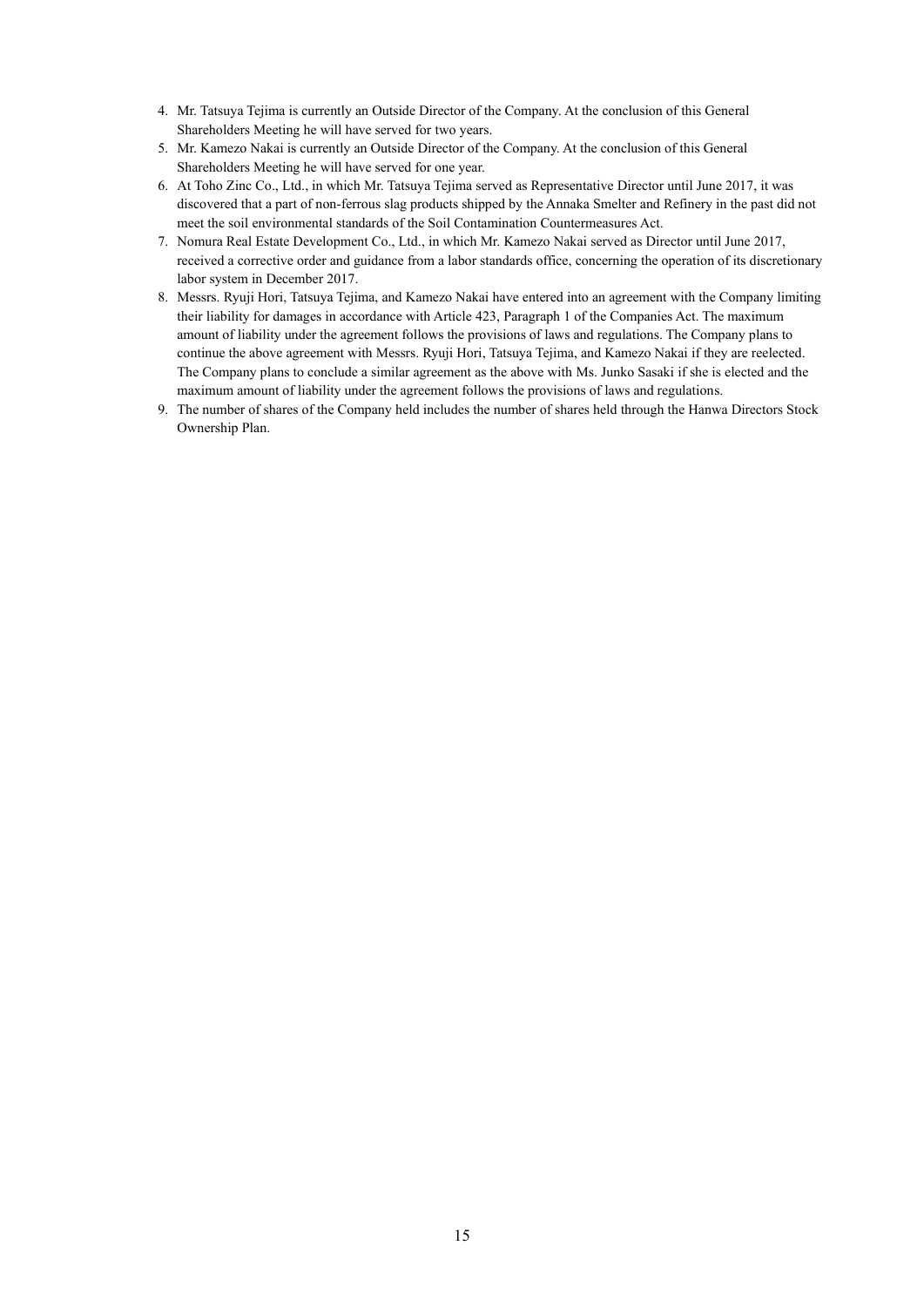4. Mr. Tatsuya Tejima is currently an Outside Director of the Company. At the conclusion of this General Shareholders Meeting he will have served for two years.
5. Mr. Kamezo Nakai is currently an Outside Director of the Company. At the conclusion of this General Shareholders Meeting he will have served for one year.
6. At Toho Zinc Co., Ltd., in which Mr. Tatsuya Tejima served as Representative Director until June 2017, it was discovered that a part of non-ferrous slag products shipped by the Annaka Smelter and Refinery in the past did not meet the soil environmental standards of the Soil Contamination Countermeasures Act.
7. Nomura Real Estate Development Co., Ltd., in which Mr. Kamezo Nakai served as Director until June 2017, received a corrective order and guidance from a labor standards office, concerning the operation of its discretionary labor system in December 2017.
8. Messrs. Ryuji Hori, Tatsuya Tejima, and Kamezo Nakai have entered into an agreement with the Company limiting their liability for damages in accordance with Article 423, Paragraph 1 of the Companies Act. The maximum amount of liability under the agreement follows the provisions of laws and regulations. The Company plans to continue the above agreement with Messrs. Ryuji Hori, Tatsuya Tejima, and Kamezo Nakai if they are reelected. The Company plans to conclude a similar agreement as the above with Ms. Junko Sasaki if she is elected and the maximum amount of liability under the agreement follows the provisions of laws and regulations.
9. The number of shares of the Company held includes the number of shares held through the Hanwa Directors Stock Ownership Plan.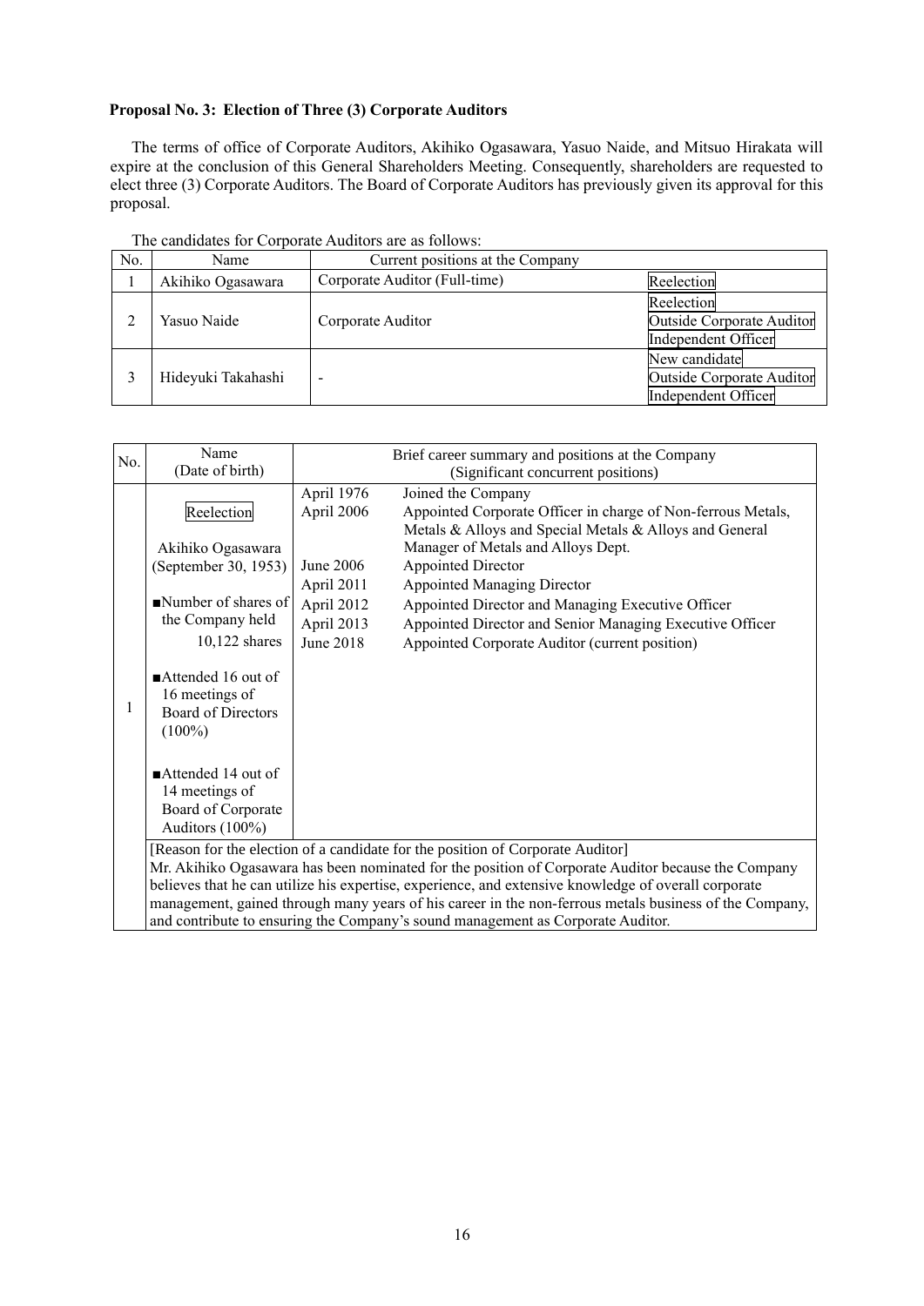**Proposal No. 3: Election of Three (3) Corporate Auditors**

The terms of office of Corporate Auditors, Akihiko Ogasawara, Yasuo Naide, and Mitsuo Hirakata will expire at the conclusion of this General Shareholders Meeting. Consequently, shareholders are requested to elect three (3) Corporate Auditors. The Board of Corporate Auditors has previously given its approval for this proposal.

The candidates for Corporate Auditors are as follows:

| No. | Name | Current positions at the Company | |
|---|---|---|---|
| 1 | Akihiko Ogasawara | Corporate Auditor (Full-time) | Reelection |
| 2 | Yasuo Naide | Corporate Auditor | Reelection<br>Outside Corporate Auditor<br>Independent Officer |
| 3 | Hideyuki Takahashi | - | New candidate<br>Outside Corporate Auditor<br>Independent Officer |

| No. | Name (Date of birth) | Brief career summary and positions at the Company (Significant concurrent positions) | |
|---|---|---|---|
| 1 | Reelection<br><br>Akihiko Ogasawara<br>(September 30, 1953)<br><br>■Number of shares of the Company held<br>10,122 shares<br><br>■Attended 16 out of 16 meetings of Board of Directors (100%)<br><br>■Attended 14 out of 14 meetings of Board of Corporate Auditors (100%) | April 1976<br>April 2006<br><br><br>June 2006<br>April 2011<br>April 2012<br>April 2013<br>June 2018 | Joined the Company<br>Appointed Corporate Officer in charge of Non-ferrous Metals, Metals & Alloys and Special Metals & Alloys and General Manager of Metals and Alloys Dept.<br>Appointed Director<br>Appointed Managing Director<br>Appointed Director and Managing Executive Officer<br>Appointed Director and Senior Managing Executive Officer<br>Appointed Corporate Auditor (current position) |
| | [Reason for the election of a candidate for the position of Corporate Auditor]<br>Mr. Akihiko Ogasawara has been nominated for the position of Corporate Auditor because the Company believes that he can utilize his expertise, experience, and extensive knowledge of overall corporate management, gained through many years of his career in the non-ferrous metals business of the Company, and contribute to ensuring the Company's sound management as Corporate Auditor. | | |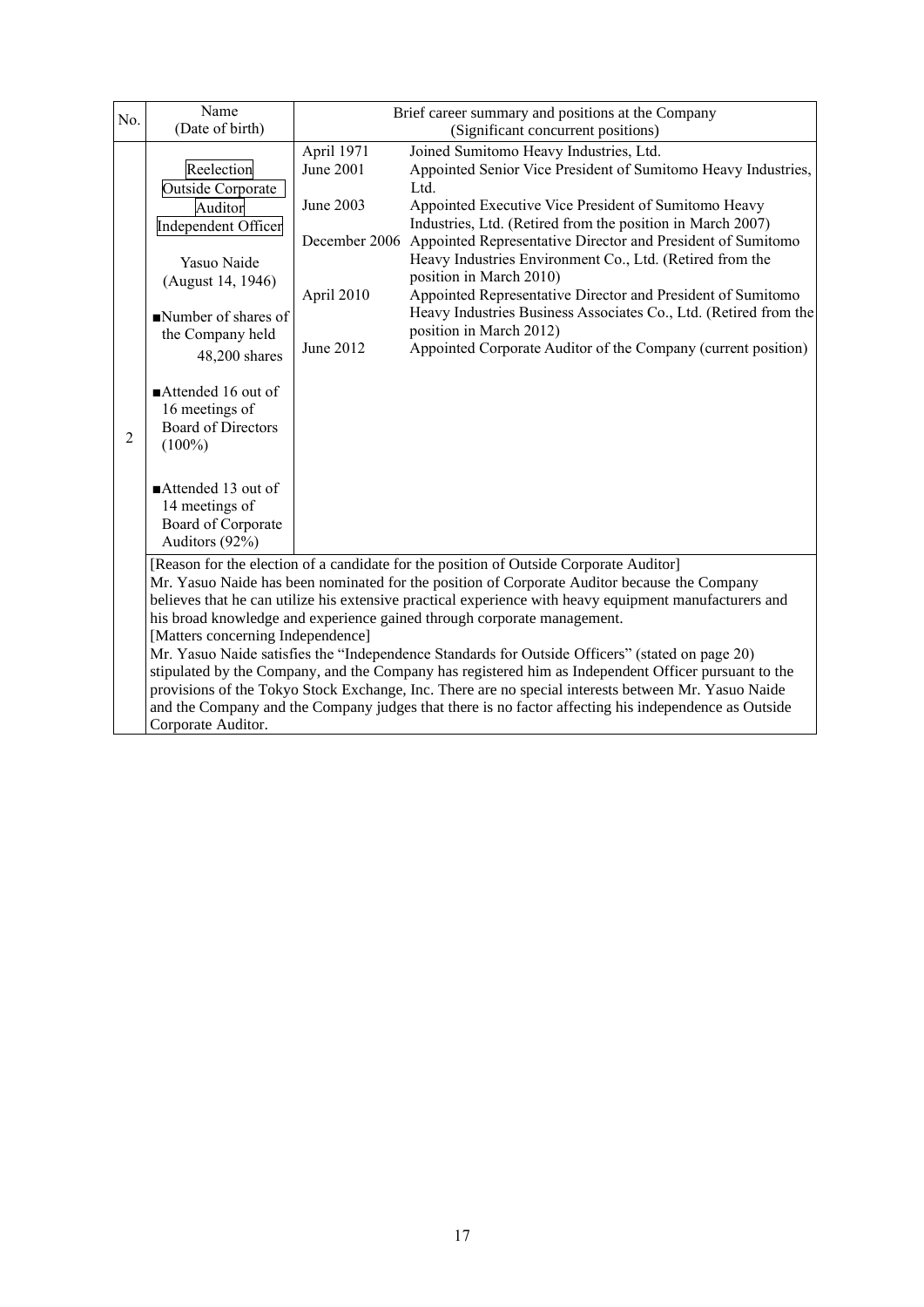| No. | Name<br>(Date of birth) | Brief career summary and positions at the Company<br>(Significant concurrent positions) | |
|---|---|---|---|
| 2 | Reelection<br>Outside Corporate Auditor<br>Independent Officer<br><br>Yasuo Naide<br>(August 14, 1946)<br><br>■Number of shares of the Company held<br>48,200 shares<br><br>■Attended 16 out of 16 meetings of Board of Directors (100%)<br><br>■Attended 13 out of 14 meetings of Board of Corporate Auditors (92%) | April 1971<br>June 2001<br><br>June 2003<br><br>December 2006<br><br><br>April 2010<br><br><br>June 2012 | Joined Sumitomo Heavy Industries, Ltd.<br>Appointed Senior Vice President of Sumitomo Heavy Industries, Ltd.<br>Appointed Executive Vice President of Sumitomo Heavy Industries, Ltd. (Retired from the position in March 2007)<br>Appointed Representative Director and President of Sumitomo Heavy Industries Environment Co., Ltd. (Retired from the position in March 2010)<br>Appointed Representative Director and President of Sumitomo Heavy Industries Business Associates Co., Ltd. (Retired from the position in March 2012)<br>Appointed Corporate Auditor of the Company (current position) |
| | [Reason for the election of a candidate for the position of Outside Corporate Auditor]<br>Mr. Yasuo Naide has been nominated for the position of Corporate Auditor because the Company believes that he can utilize his extensive practical experience with heavy equipment manufacturers and his broad knowledge and experience gained through corporate management.<br>[Matters concerning Independence]<br>Mr. Yasuo Naide satisfies the "Independence Standards for Outside Officers" (stated on page 20) stipulated by the Company, and the Company has registered him as Independent Officer pursuant to the provisions of the Tokyo Stock Exchange, Inc. There are no special interests between Mr. Yasuo Naide and the Company and the Company judges that there is no factor affecting his independence as Outside Corporate Auditor. | | |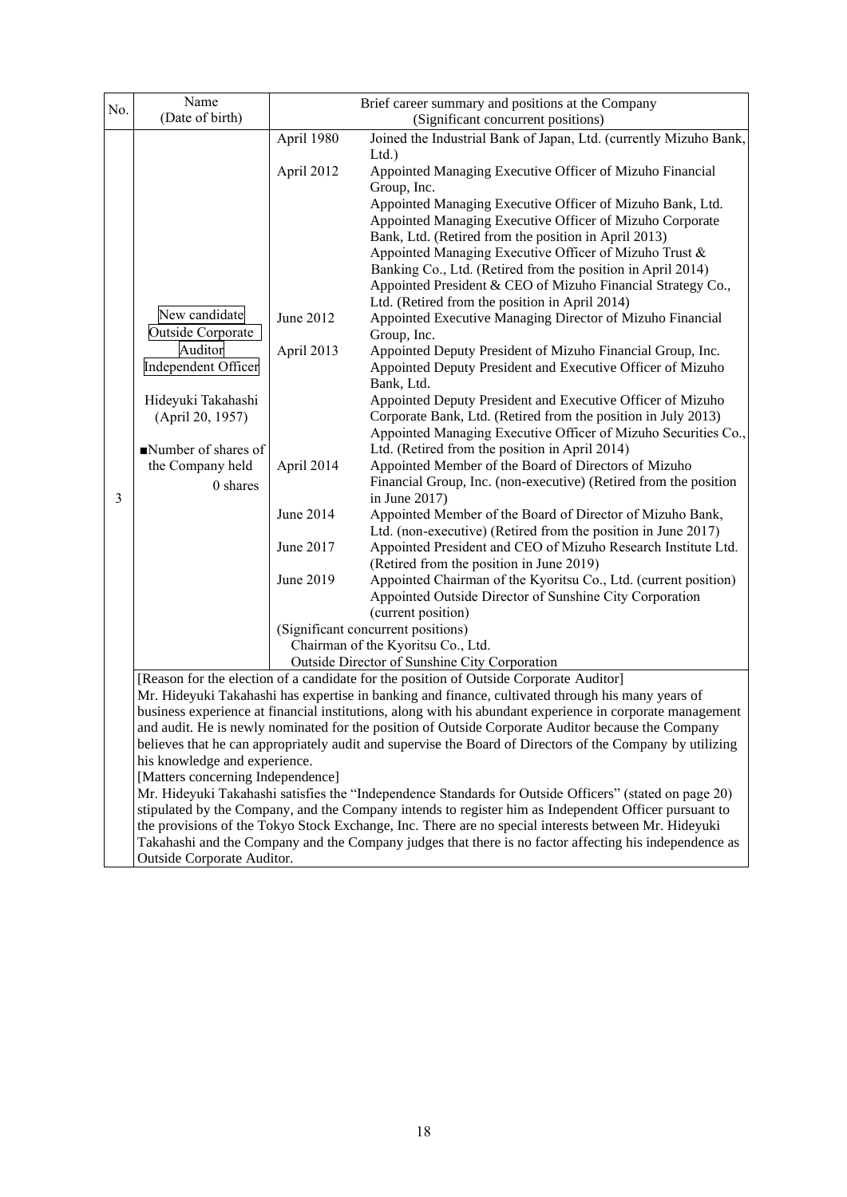| No. | Name (Date of birth) | Brief career summary and positions at the Company (Significant concurrent positions) | |
|---|---|---|---|
| 3 | New candidate<br>Outside Corporate Auditor<br>Independent Officer<br><br>Hideyuki Takahashi<br>(April 20, 1957)<br><br>■Number of shares of the Company held<br>0 shares | April 1980 | Joined the Industrial Bank of Japan, Ltd. (currently Mizuho Bank, Ltd.) |
| | | April 2012 | Appointed Managing Executive Officer of Mizuho Financial Group, Inc.<br>Appointed Managing Executive Officer of Mizuho Bank, Ltd.<br>Appointed Managing Executive Officer of Mizuho Corporate Bank, Ltd. (Retired from the position in April 2013)<br>Appointed Managing Executive Officer of Mizuho Trust & Banking Co., Ltd. (Retired from the position in April 2014)<br>Appointed President & CEO of Mizuho Financial Strategy Co., Ltd. (Retired from the position in April 2014) |
| | | June 2012 | Appointed Executive Managing Director of Mizuho Financial Group, Inc. |
| | | April 2013 | Appointed Deputy President of Mizuho Financial Group, Inc.<br>Appointed Deputy President and Executive Officer of Mizuho Bank, Ltd.<br>Appointed Deputy President and Executive Officer of Mizuho Corporate Bank, Ltd. (Retired from the position in July 2013)<br>Appointed Managing Executive Officer of Mizuho Securities Co., Ltd. (Retired from the position in April 2014) |
| | | April 2014 | Appointed Member of the Board of Directors of Mizuho Financial Group, Inc. (non-executive) (Retired from the position in June 2017) |
| | | June 2014 | Appointed Member of the Board of Director of Mizuho Bank, Ltd. (non-executive) (Retired from the position in June 2017) |
| | | June 2017 | Appointed President and CEO of Mizuho Research Institute Ltd. (Retired from the position in June 2019) |
| | | June 2019 | Appointed Chairman of the Kyoritsu Co., Ltd. (current position)<br>Appointed Outside Director of Sunshine City Corporation (current position) |
| | | (Significant concurrent positions)<br>Chairman of the Kyoritsu Co., Ltd.<br>Outside Director of Sunshine City Corporation | |

[Reason for the election of a candidate for the position of Outside Corporate Auditor]
Mr. Hideyuki Takahashi has expertise in banking and finance, cultivated through his many years of business experience at financial institutions, along with his abundant experience in corporate management and audit. He is newly nominated for the position of Outside Corporate Auditor because the Company believes that he can appropriately audit and supervise the Board of Directors of the Company by utilizing his knowledge and experience.

[Matters concerning Independence]
Mr. Hideyuki Takahashi satisfies the "Independence Standards for Outside Officers" (stated on page 20) stipulated by the Company, and the Company intends to register him as Independent Officer pursuant to the provisions of the Tokyo Stock Exchange, Inc. There are no special interests between Mr. Hideyuki Takahashi and the Company and the Company judges that there is no factor affecting his independence as Outside Corporate Auditor.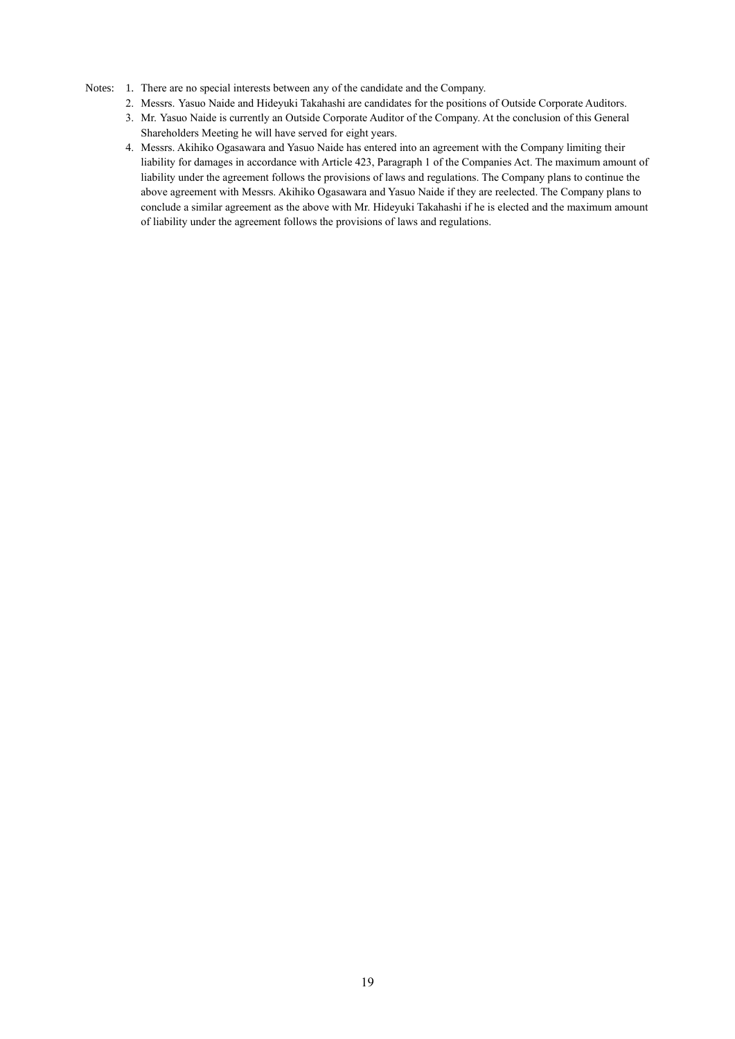Notes:
1. There are no special interests between any of the candidate and the Company.
2. Messrs. Yasuo Naide and Hideyuki Takahashi are candidates for the positions of Outside Corporate Auditors.
3. Mr. Yasuo Naide is currently an Outside Corporate Auditor of the Company. At the conclusion of this General Shareholders Meeting he will have served for eight years.
4. Messrs. Akihiko Ogasawara and Yasuo Naide has entered into an agreement with the Company limiting their liability for damages in accordance with Article 423, Paragraph 1 of the Companies Act. The maximum amount of liability under the agreement follows the provisions of laws and regulations. The Company plans to continue the above agreement with Messrs. Akihiko Ogasawara and Yasuo Naide if they are reelected. The Company plans to conclude a similar agreement as the above with Mr. Hideyuki Takahashi if he is elected and the maximum amount of liability under the agreement follows the provisions of laws and regulations.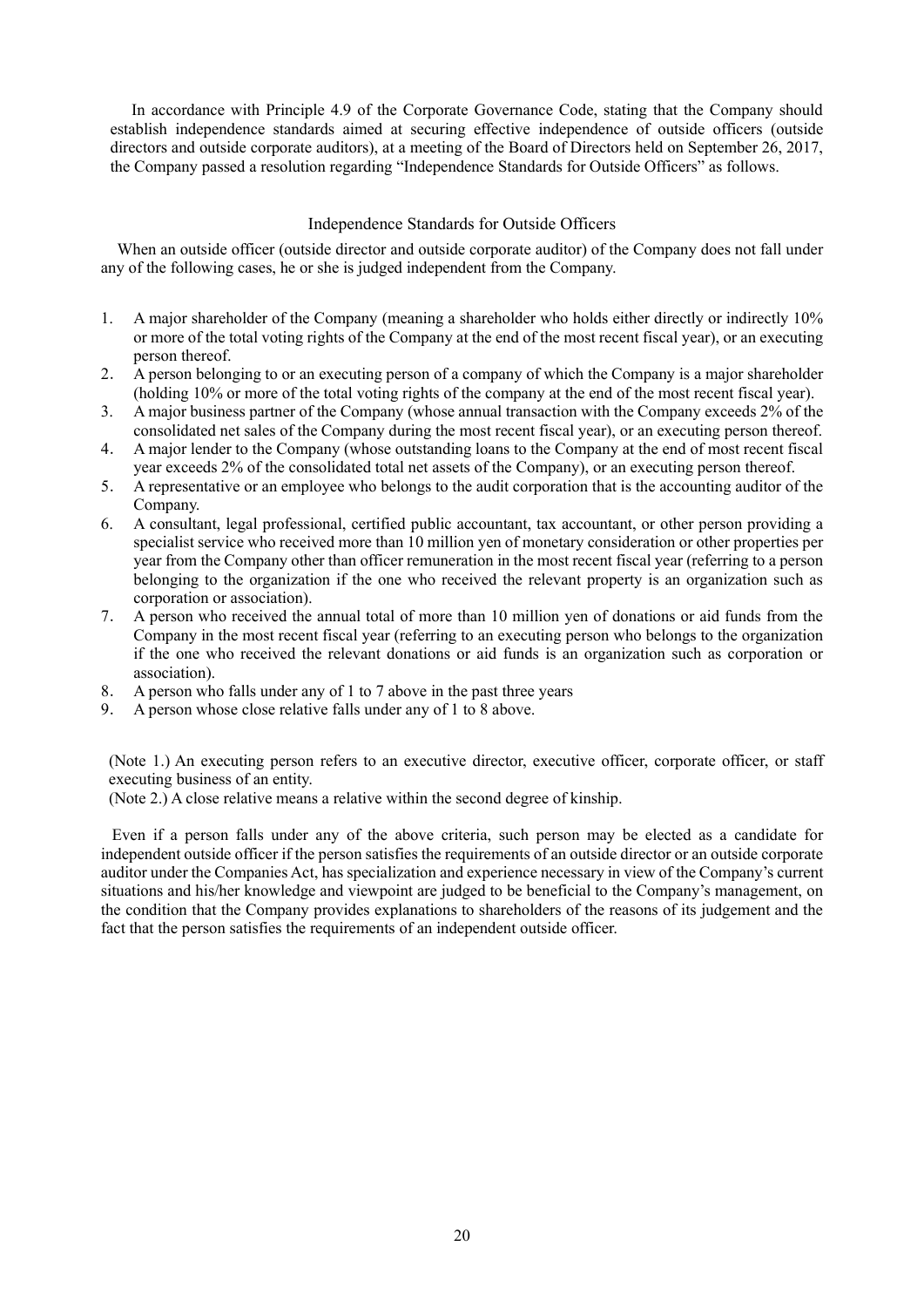In accordance with Principle 4.9 of the Corporate Governance Code, stating that the Company should establish independence standards aimed at securing effective independence of outside officers (outside directors and outside corporate auditors), at a meeting of the Board of Directors held on September 26, 2017, the Company passed a resolution regarding "Independence Standards for Outside Officers" as follows.

## Independence Standards for Outside Officers

When an outside officer (outside director and outside corporate auditor) of the Company does not fall under any of the following cases, he or she is judged independent from the Company.

1. A major shareholder of the Company (meaning a shareholder who holds either directly or indirectly 10% or more of the total voting rights of the Company at the end of the most recent fiscal year), or an executing person thereof.
2. A person belonging to or an executing person of a company of which the Company is a major shareholder (holding 10% or more of the total voting rights of the company at the end of the most recent fiscal year).
3. A major business partner of the Company (whose annual transaction with the Company exceeds 2% of the consolidated net sales of the Company during the most recent fiscal year), or an executing person thereof.
4. A major lender to the Company (whose outstanding loans to the Company at the end of most recent fiscal year exceeds 2% of the consolidated total net assets of the Company), or an executing person thereof.
5. A representative or an employee who belongs to the audit corporation that is the accounting auditor of the Company.
6. A consultant, legal professional, certified public accountant, tax accountant, or other person providing a specialist service who received more than 10 million yen of monetary consideration or other properties per year from the Company other than officer remuneration in the most recent fiscal year (referring to a person belonging to the organization if the one who received the relevant property is an organization such as corporation or association).
7. A person who received the annual total of more than 10 million yen of donations or aid funds from the Company in the most recent fiscal year (referring to an executing person who belongs to the organization if the one who received the relevant donations or aid funds is an organization such as corporation or association).
8. A person who falls under any of 1 to 7 above in the past three years
9. A person whose close relative falls under any of 1 to 8 above.

(Note 1.) An executing person refers to an executive director, executive officer, corporate officer, or staff executing business of an entity.

(Note 2.) A close relative means a relative within the second degree of kinship.

Even if a person falls under any of the above criteria, such person may be elected as a candidate for independent outside officer if the person satisfies the requirements of an outside director or an outside corporate auditor under the Companies Act, has specialization and experience necessary in view of the Company's current situations and his/her knowledge and viewpoint are judged to be beneficial to the Company's management, on the condition that the Company provides explanations to shareholders of the reasons of its judgement and the fact that the person satisfies the requirements of an independent outside officer.